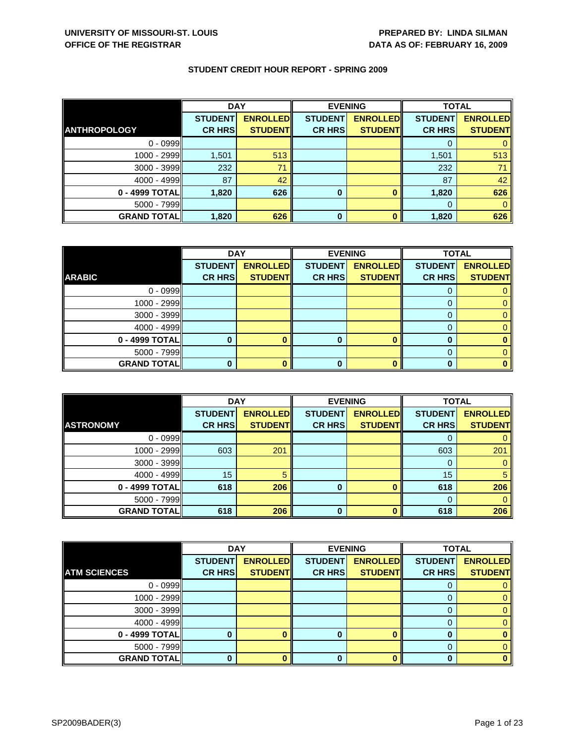**UNIVERSITY OF MISSOURI-ST. LOUIS**
**OFFICE OF THE REGISTRAR**

**PREPARED BY: LINDA SILMAN**
**DATA AS OF: FEBRUARY 16, 2009**

## STUDENT CREDIT HOUR REPORT - SPRING 2009

| | DAY | | EVENING | | TOTAL | |
|---|---|---|---|---|---|---|
| **ANTHROPOLOGY** | **STUDENT CR HRS** | **ENROLLED STUDENT** | **STUDENT CR HRS** | **ENROLLED STUDENT** | **STUDENT CR HRS** | **ENROLLED STUDENT** |
| 0 - 0999 | | | | | 0 | 0 |
| 1000 - 2999 | 1,501 | 513 | | | 1,501 | 513 |
| 3000 - 3999 | 232 | 71 | | | 232 | 71 |
| 4000 - 4999 | 87 | 42 | | | 87 | 42 |
| **0 - 4999 TOTAL** | **1,820** | **626** | **0** | **0** | **1,820** | **626** |
| 5000 - 7999 | | | | | 0 | 0 |
| **GRAND TOTAL** | **1,820** | **626** | **0** | **0** | **1,820** | **626** |

| | DAY | | EVENING | | TOTAL | |
|---|---|---|---|---|---|---|
| **ARABIC** | **STUDENT CR HRS** | **ENROLLED STUDENT** | **STUDENT CR HRS** | **ENROLLED STUDENT** | **STUDENT CR HRS** | **ENROLLED STUDENT** |
| 0 - 0999 | | | | | 0 | 0 |
| 1000 - 2999 | | | | | 0 | 0 |
| 3000 - 3999 | | | | | 0 | 0 |
| 4000 - 4999 | | | | | 0 | 0 |
| **0 - 4999 TOTAL** | **0** | **0** | **0** | **0** | **0** | **0** |
| 5000 - 7999 | | | | | 0 | 0 |
| **GRAND TOTAL** | **0** | **0** | **0** | **0** | **0** | **0** |

| | DAY | | EVENING | | TOTAL | |
|---|---|---|---|---|---|---|
| **ASTRONOMY** | **STUDENT CR HRS** | **ENROLLED STUDENT** | **STUDENT CR HRS** | **ENROLLED STUDENT** | **STUDENT CR HRS** | **ENROLLED STUDENT** |
| 0 - 0999 | | | | | 0 | 0 |
| 1000 - 2999 | 603 | 201 | | | 603 | 201 |
| 3000 - 3999 | | | | | 0 | 0 |
| 4000 - 4999 | 15 | 5 | | | 15 | 5 |
| **0 - 4999 TOTAL** | **618** | **206** | **0** | **0** | **618** | **206** |
| 5000 - 7999 | | | | | 0 | 0 |
| **GRAND TOTAL** | **618** | **206** | **0** | **0** | **618** | **206** |

| | DAY | | EVENING | | TOTAL | |
|---|---|---|---|---|---|---|
| **ATM SCIENCES** | **STUDENT CR HRS** | **ENROLLED STUDENT** | **STUDENT CR HRS** | **ENROLLED STUDENT** | **STUDENT CR HRS** | **ENROLLED STUDENT** |
| 0 - 0999 | | | | | 0 | 0 |
| 1000 - 2999 | | | | | 0 | 0 |
| 3000 - 3999 | | | | | 0 | 0 |
| 4000 - 4999 | | | | | 0 | 0 |
| **0 - 4999 TOTAL** | **0** | **0** | **0** | **0** | **0** | **0** |
| 5000 - 7999 | | | | | 0 | 0 |
| **GRAND TOTAL** | **0** | **0** | **0** | **0** | **0** | **0** |

SP2009BADER(3)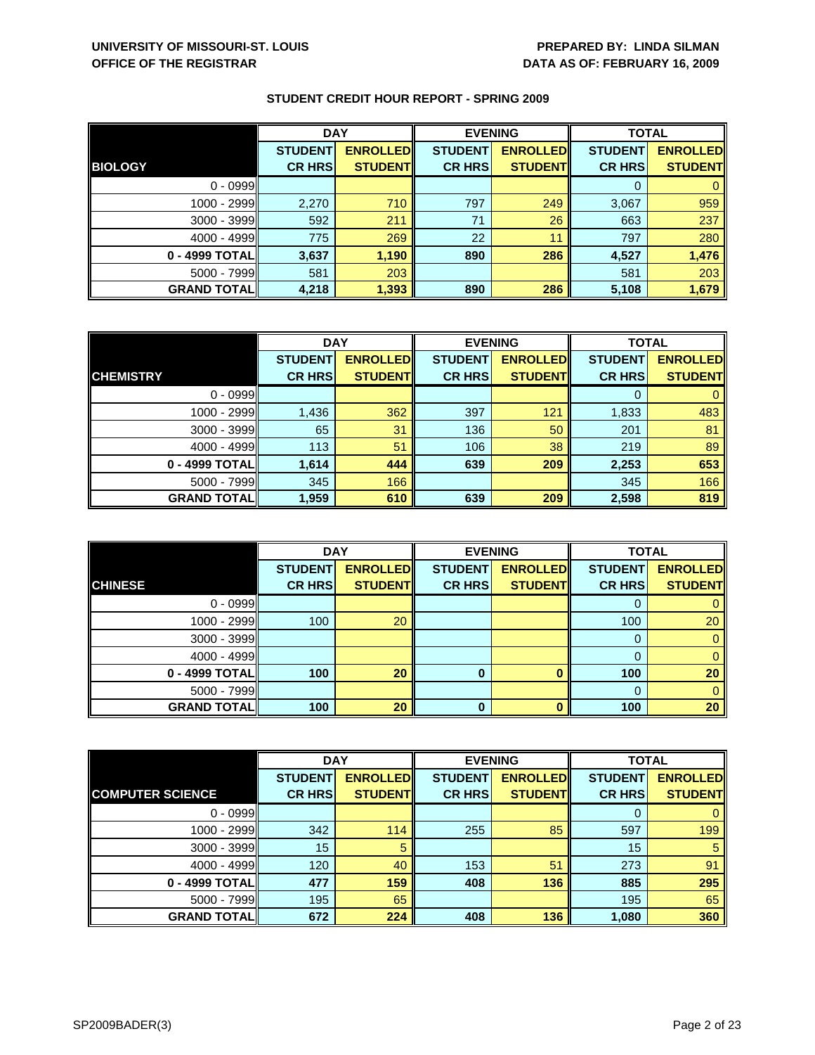**UNIVERSITY OF MISSOURI-ST. LOUIS**
**OFFICE OF THE REGISTRAR**

**PREPARED BY: LINDA SILMAN**
**DATA AS OF: FEBRUARY 16, 2009**

## STUDENT CREDIT HOUR REPORT - SPRING 2009

| | DAY | | EVENING | | TOTAL | |
|---|---|---|---|---|---|---|
| **BIOLOGY** | **STUDENT CR HRS** | **ENROLLED STUDENT** | **STUDENT CR HRS** | **ENROLLED STUDENT** | **STUDENT CR HRS** | **ENROLLED STUDENT** |
| 0 - 0999 | | | | | 0 | 0 |
| 1000 - 2999 | 2,270 | 710 | 797 | 249 | 3,067 | 959 |
| 3000 - 3999 | 592 | 211 | 71 | 26 | 663 | 237 |
| 4000 - 4999 | 775 | 269 | 22 | 11 | 797 | 280 |
| **0 - 4999 TOTAL** | **3,637** | **1,190** | **890** | **286** | **4,527** | **1,476** |
| 5000 - 7999 | 581 | 203 | | | 581 | 203 |
| **GRAND TOTAL** | **4,218** | **1,393** | **890** | **286** | **5,108** | **1,679** |

| | DAY | | EVENING | | TOTAL | |
|---|---|---|---|---|---|---|
| **CHEMISTRY** | **STUDENT CR HRS** | **ENROLLED STUDENT** | **STUDENT CR HRS** | **ENROLLED STUDENT** | **STUDENT CR HRS** | **ENROLLED STUDENT** |
| 0 - 0999 | | | | | 0 | 0 |
| 1000 - 2999 | 1,436 | 362 | 397 | 121 | 1,833 | 483 |
| 3000 - 3999 | 65 | 31 | 136 | 50 | 201 | 81 |
| 4000 - 4999 | 113 | 51 | 106 | 38 | 219 | 89 |
| **0 - 4999 TOTAL** | **1,614** | **444** | **639** | **209** | **2,253** | **653** |
| 5000 - 7999 | 345 | 166 | | | 345 | 166 |
| **GRAND TOTAL** | **1,959** | **610** | **639** | **209** | **2,598** | **819** |

| | DAY | | EVENING | | TOTAL | |
|---|---|---|---|---|---|---|
| **CHINESE** | **STUDENT CR HRS** | **ENROLLED STUDENT** | **STUDENT CR HRS** | **ENROLLED STUDENT** | **STUDENT CR HRS** | **ENROLLED STUDENT** |
| 0 - 0999 | | | | | 0 | 0 |
| 1000 - 2999 | 100 | 20 | | | 100 | 20 |
| 3000 - 3999 | | | | | 0 | 0 |
| 4000 - 4999 | | | | | 0 | 0 |
| **0 - 4999 TOTAL** | **100** | **20** | **0** | **0** | **100** | **20** |
| 5000 - 7999 | | | | | 0 | 0 |
| **GRAND TOTAL** | **100** | **20** | **0** | **0** | **100** | **20** |

| | DAY | | EVENING | | TOTAL | |
|---|---|---|---|---|---|---|
| **COMPUTER SCIENCE** | **STUDENT CR HRS** | **ENROLLED STUDENT** | **STUDENT CR HRS** | **ENROLLED STUDENT** | **STUDENT CR HRS** | **ENROLLED STUDENT** |
| 0 - 0999 | | | | | 0 | 0 |
| 1000 - 2999 | 342 | 114 | 255 | 85 | 597 | 199 |
| 3000 - 3999 | 15 | 5 | | | 15 | 5 |
| 4000 - 4999 | 120 | 40 | 153 | 51 | 273 | 91 |
| **0 - 4999 TOTAL** | **477** | **159** | **408** | **136** | **885** | **295** |
| 5000 - 7999 | 195 | 65 | | | 195 | 65 |
| **GRAND TOTAL** | **672** | **224** | **408** | **136** | **1,080** | **360** |

SP2009BADER(3)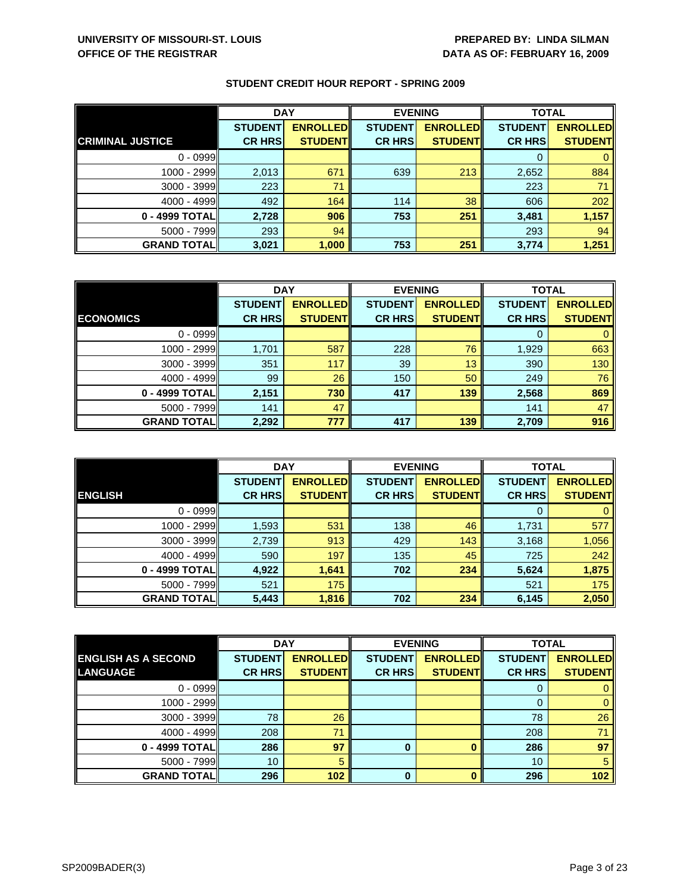**UNIVERSITY OF MISSOURI-ST. LOUIS**
**OFFICE OF THE REGISTRAR**

**PREPARED BY: LINDA SILMAN**
**DATA AS OF: FEBRUARY 16, 2009**

## STUDENT CREDIT HOUR REPORT - SPRING 2009

| | DAY | | EVENING | | TOTAL | |
|---|---|---|---|---|---|---|
| **CRIMINAL JUSTICE** | **STUDENT CR HRS** | **ENROLLED STUDENT** | **STUDENT CR HRS** | **ENROLLED STUDENT** | **STUDENT CR HRS** | **ENROLLED STUDENT** |
| 0 - 0999 | | | | | 0 | 0 |
| 1000 - 2999 | 2,013 | 671 | 639 | 213 | 2,652 | 884 |
| 3000 - 3999 | 223 | 71 | | | 223 | 71 |
| 4000 - 4999 | 492 | 164 | 114 | 38 | 606 | 202 |
| **0 - 4999 TOTAL** | **2,728** | **906** | **753** | **251** | **3,481** | **1,157** |
| 5000 - 7999 | 293 | 94 | | | 293 | 94 |
| **GRAND TOTAL** | **3,021** | **1,000** | **753** | **251** | **3,774** | **1,251** |

| | DAY | | EVENING | | TOTAL | |
|---|---|---|---|---|---|---|
| **ECONOMICS** | **STUDENT CR HRS** | **ENROLLED STUDENT** | **STUDENT CR HRS** | **ENROLLED STUDENT** | **STUDENT CR HRS** | **ENROLLED STUDENT** |
| 0 - 0999 | | | | | 0 | 0 |
| 1000 - 2999 | 1,701 | 587 | 228 | 76 | 1,929 | 663 |
| 3000 - 3999 | 351 | 117 | 39 | 13 | 390 | 130 |
| 4000 - 4999 | 99 | 26 | 150 | 50 | 249 | 76 |
| **0 - 4999 TOTAL** | **2,151** | **730** | **417** | **139** | **2,568** | **869** |
| 5000 - 7999 | 141 | 47 | | | 141 | 47 |
| **GRAND TOTAL** | **2,292** | **777** | **417** | **139** | **2,709** | **916** |

| | DAY | | EVENING | | TOTAL | |
|---|---|---|---|---|---|---|
| **ENGLISH** | **STUDENT CR HRS** | **ENROLLED STUDENT** | **STUDENT CR HRS** | **ENROLLED STUDENT** | **STUDENT CR HRS** | **ENROLLED STUDENT** |
| 0 - 0999 | | | | | 0 | 0 |
| 1000 - 2999 | 1,593 | 531 | 138 | 46 | 1,731 | 577 |
| 3000 - 3999 | 2,739 | 913 | 429 | 143 | 3,168 | 1,056 |
| 4000 - 4999 | 590 | 197 | 135 | 45 | 725 | 242 |
| **0 - 4999 TOTAL** | **4,922** | **1,641** | **702** | **234** | **5,624** | **1,875** |
| 5000 - 7999 | 521 | 175 | | | 521 | 175 |
| **GRAND TOTAL** | **5,443** | **1,816** | **702** | **234** | **6,145** | **2,050** |

| | DAY | | EVENING | | TOTAL | |
|---|---|---|---|---|---|---|
| **ENGLISH AS A SECOND LANGUAGE** | **STUDENT CR HRS** | **ENROLLED STUDENT** | **STUDENT CR HRS** | **ENROLLED STUDENT** | **STUDENT CR HRS** | **ENROLLED STUDENT** |
| 0 - 0999 | | | | | 0 | 0 |
| 1000 - 2999 | | | | | 0 | 0 |
| 3000 - 3999 | 78 | 26 | | | 78 | 26 |
| 4000 - 4999 | 208 | 71 | | | 208 | 71 |
| **0 - 4999 TOTAL** | **286** | **97** | **0** | **0** | **286** | **97** |
| 5000 - 7999 | 10 | 5 | | | 10 | 5 |
| **GRAND TOTAL** | **296** | **102** | **0** | **0** | **296** | **102** |

SP2009BADER(3)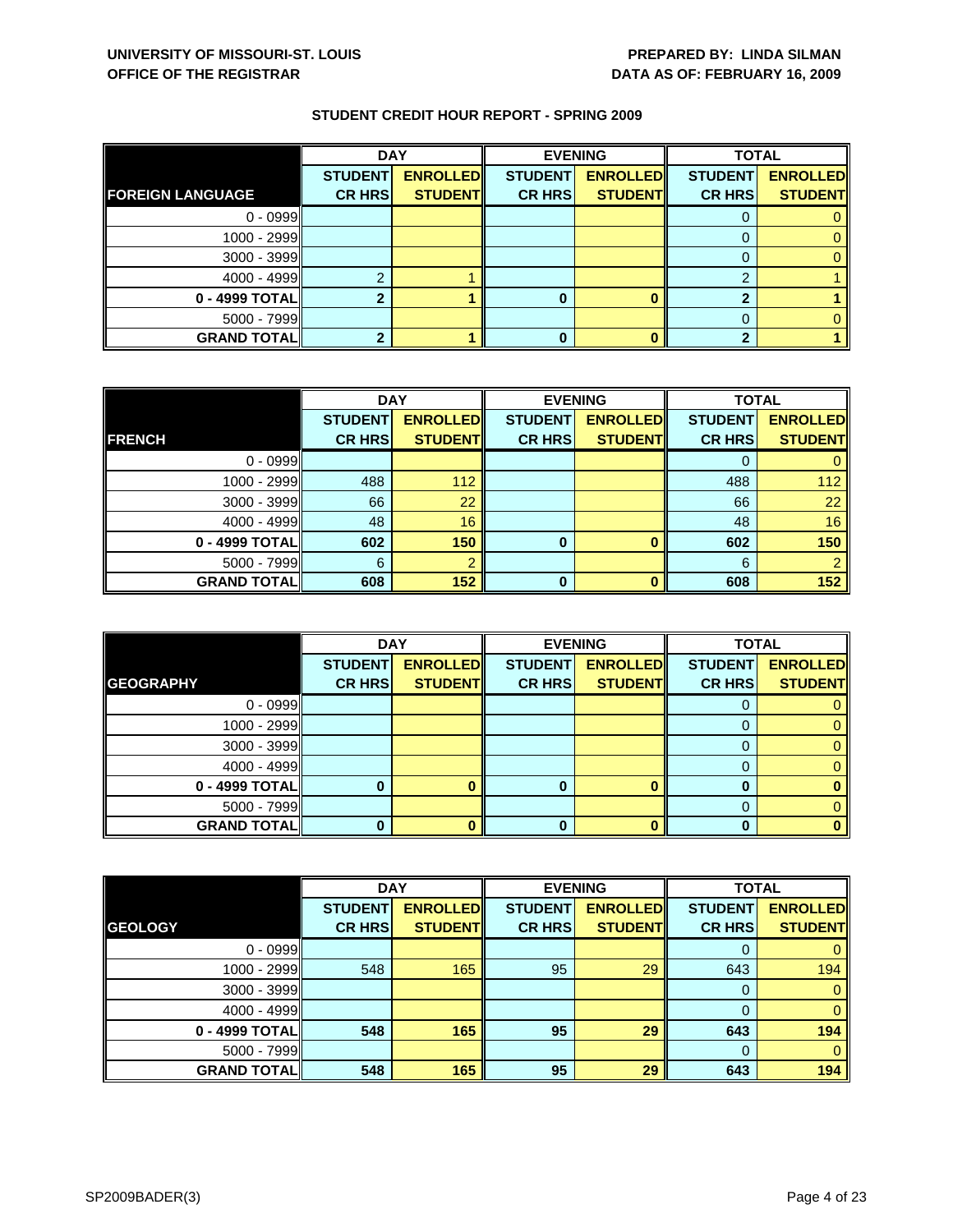**UNIVERSITY OF MISSOURI-ST. LOUIS**
**OFFICE OF THE REGISTRAR**

**PREPARED BY: LINDA SILMAN**
**DATA AS OF: FEBRUARY 16, 2009**

## STUDENT CREDIT HOUR REPORT - SPRING 2009

| | DAY | | EVENING | | TOTAL | |
|---|---|---|---|---|---|---|
| **FOREIGN LANGUAGE** | **STUDENT CR HRS** | **ENROLLED STUDENT** | **STUDENT CR HRS** | **ENROLLED STUDENT** | **STUDENT CR HRS** | **ENROLLED STUDENT** |
| 0 - 0999 | | | | | 0 | 0 |
| 1000 - 2999 | | | | | 0 | 0 |
| 3000 - 3999 | | | | | 0 | 0 |
| 4000 - 4999 | 2 | 1 | | | 2 | 1 |
| **0 - 4999 TOTAL** | **2** | **1** | **0** | **0** | **2** | **1** |
| 5000 - 7999 | | | | | 0 | 0 |
| **GRAND TOTAL** | **2** | **1** | **0** | **0** | **2** | **1** |

| | DAY | | EVENING | | TOTAL | |
|---|---|---|---|---|---|---|
| **FRENCH** | **STUDENT CR HRS** | **ENROLLED STUDENT** | **STUDENT CR HRS** | **ENROLLED STUDENT** | **STUDENT CR HRS** | **ENROLLED STUDENT** |
| 0 - 0999 | | | | | 0 | 0 |
| 1000 - 2999 | 488 | 112 | | | 488 | 112 |
| 3000 - 3999 | 66 | 22 | | | 66 | 22 |
| 4000 - 4999 | 48 | 16 | | | 48 | 16 |
| **0 - 4999 TOTAL** | **602** | **150** | **0** | **0** | **602** | **150** |
| 5000 - 7999 | 6 | 2 | | | 6 | 2 |
| **GRAND TOTAL** | **608** | **152** | **0** | **0** | **608** | **152** |

| | DAY | | EVENING | | TOTAL | |
|---|---|---|---|---|---|---|
| **GEOGRAPHY** | **STUDENT CR HRS** | **ENROLLED STUDENT** | **STUDENT CR HRS** | **ENROLLED STUDENT** | **STUDENT CR HRS** | **ENROLLED STUDENT** |
| 0 - 0999 | | | | | 0 | 0 |
| 1000 - 2999 | | | | | 0 | 0 |
| 3000 - 3999 | | | | | 0 | 0 |
| 4000 - 4999 | | | | | 0 | 0 |
| **0 - 4999 TOTAL** | **0** | **0** | **0** | **0** | **0** | **0** |
| 5000 - 7999 | | | | | 0 | 0 |
| **GRAND TOTAL** | **0** | **0** | **0** | **0** | **0** | **0** |

| | DAY | | EVENING | | TOTAL | |
|---|---|---|---|---|---|---|
| **GEOLOGY** | **STUDENT CR HRS** | **ENROLLED STUDENT** | **STUDENT CR HRS** | **ENROLLED STUDENT** | **STUDENT CR HRS** | **ENROLLED STUDENT** |
| 0 - 0999 | | | | | 0 | 0 |
| 1000 - 2999 | 548 | 165 | 95 | 29 | 643 | 194 |
| 3000 - 3999 | | | | | 0 | 0 |
| 4000 - 4999 | | | | | 0 | 0 |
| **0 - 4999 TOTAL** | **548** | **165** | **95** | **29** | **643** | **194** |
| 5000 - 7999 | | | | | 0 | 0 |
| **GRAND TOTAL** | **548** | **165** | **95** | **29** | **643** | **194** |

SP2009BADER(3)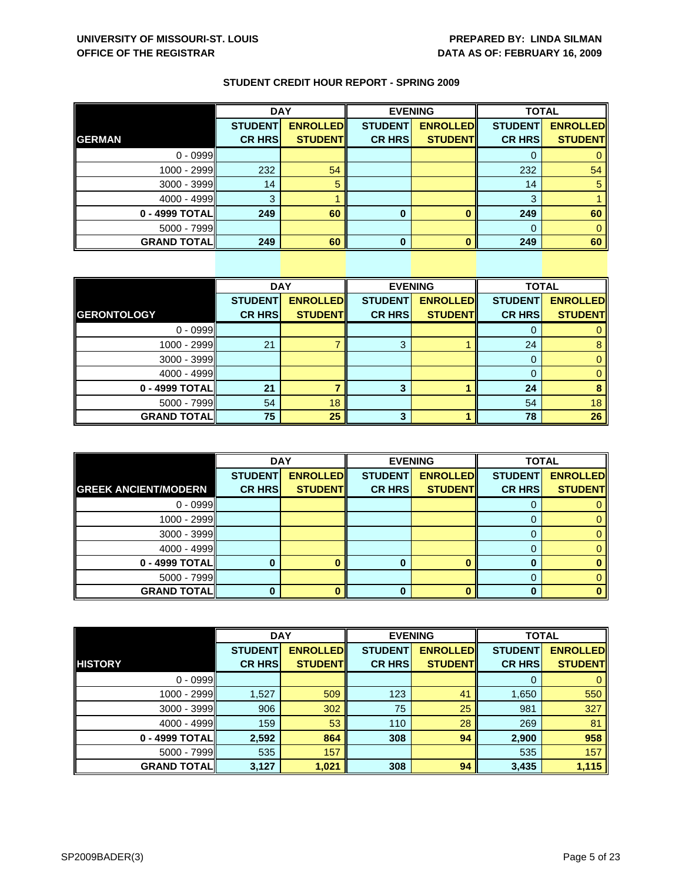**UNIVERSITY OF MISSOURI-ST. LOUIS**
**OFFICE OF THE REGISTRAR**

**PREPARED BY: LINDA SILMAN**
**DATA AS OF: FEBRUARY 16, 2009**

## STUDENT CREDIT HOUR REPORT - SPRING 2009

| | DAY | | EVENING | | TOTAL | |
|---|---|---|---|---|---|---|
| **GERMAN** | **STUDENT CR HRS** | **ENROLLED STUDENT** | **STUDENT CR HRS** | **ENROLLED STUDENT** | **STUDENT CR HRS** | **ENROLLED STUDENT** |
| 0 - 0999 | | | | | 0 | 0 |
| 1000 - 2999 | 232 | 54 | | | 232 | 54 |
| 3000 - 3999 | 14 | 5 | | | 14 | 5 |
| 4000 - 4999 | 3 | 1 | | | 3 | 1 |
| **0 - 4999 TOTAL** | **249** | **60** | **0** | **0** | **249** | **60** |
| 5000 - 7999 | | | | | 0 | 0 |
| **GRAND TOTAL** | **249** | **60** | **0** | **0** | **249** | **60** |

| | DAY | | EVENING | | TOTAL | |
|---|---|---|---|---|---|---|
| **GERONTOLOGY** | **STUDENT CR HRS** | **ENROLLED STUDENT** | **STUDENT CR HRS** | **ENROLLED STUDENT** | **STUDENT CR HRS** | **ENROLLED STUDENT** |
| 0 - 0999 | | | | | 0 | 0 |
| 1000 - 2999 | 21 | 7 | 3 | 1 | 24 | 8 |
| 3000 - 3999 | | | | | 0 | 0 |
| 4000 - 4999 | | | | | 0 | 0 |
| **0 - 4999 TOTAL** | **21** | **7** | **3** | **1** | **24** | **8** |
| 5000 - 7999 | 54 | 18 | | | 54 | 18 |
| **GRAND TOTAL** | **75** | **25** | **3** | **1** | **78** | **26** |

| | DAY | | EVENING | | TOTAL | |
|---|---|---|---|---|---|---|
| **GREEK ANCIENT/MODERN** | **STUDENT CR HRS** | **ENROLLED STUDENT** | **STUDENT CR HRS** | **ENROLLED STUDENT** | **STUDENT CR HRS** | **ENROLLED STUDENT** |
| 0 - 0999 | | | | | 0 | 0 |
| 1000 - 2999 | | | | | 0 | 0 |
| 3000 - 3999 | | | | | 0 | 0 |
| 4000 - 4999 | | | | | 0 | 0 |
| **0 - 4999 TOTAL** | **0** | **0** | **0** | **0** | **0** | **0** |
| 5000 - 7999 | | | | | 0 | 0 |
| **GRAND TOTAL** | **0** | **0** | **0** | **0** | **0** | **0** |

| | DAY | | EVENING | | TOTAL | |
|---|---|---|---|---|---|---|
| **HISTORY** | **STUDENT CR HRS** | **ENROLLED STUDENT** | **STUDENT CR HRS** | **ENROLLED STUDENT** | **STUDENT CR HRS** | **ENROLLED STUDENT** |
| 0 - 0999 | | | | | 0 | 0 |
| 1000 - 2999 | 1,527 | 509 | 123 | 41 | 1,650 | 550 |
| 3000 - 3999 | 906 | 302 | 75 | 25 | 981 | 327 |
| 4000 - 4999 | 159 | 53 | 110 | 28 | 269 | 81 |
| **0 - 4999 TOTAL** | **2,592** | **864** | **308** | **94** | **2,900** | **958** |
| 5000 - 7999 | 535 | 157 | | | 535 | 157 |
| **GRAND TOTAL** | **3,127** | **1,021** | **308** | **94** | **3,435** | **1,115** |

SP2009BADER(3)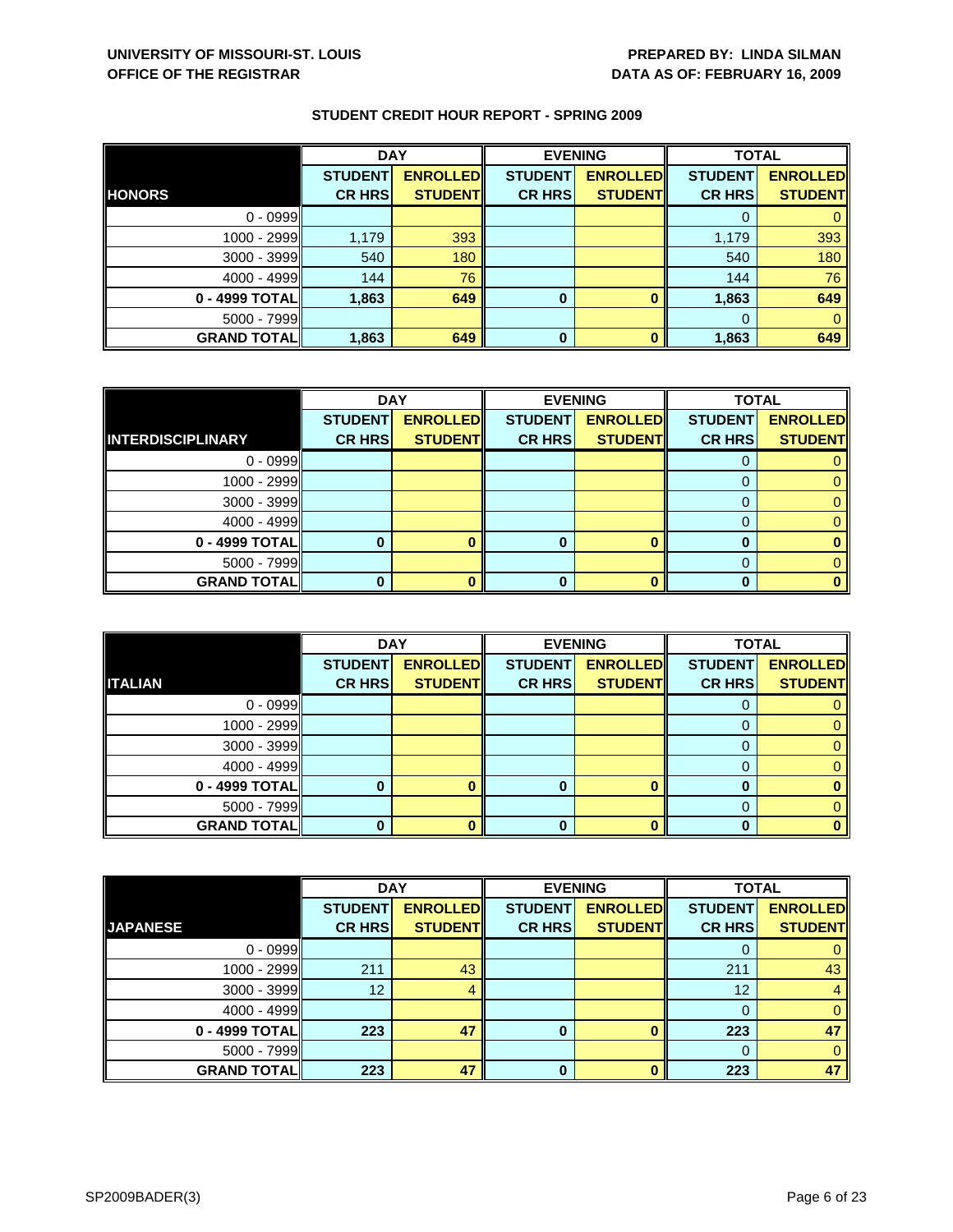**UNIVERSITY OF MISSOURI-ST. LOUIS**
**OFFICE OF THE REGISTRAR**

**PREPARED BY: LINDA SILMAN**
**DATA AS OF: FEBRUARY 16, 2009**

## STUDENT CREDIT HOUR REPORT - SPRING 2009

| | DAY | | EVENING | | TOTAL | |
|---|---|---|---|---|---|---|
| **HONORS** | **STUDENT CR HRS** | **ENROLLED STUDENT** | **STUDENT CR HRS** | **ENROLLED STUDENT** | **STUDENT CR HRS** | **ENROLLED STUDENT** |
| 0 - 0999 | | | | | 0 | 0 |
| 1000 - 2999 | 1,179 | 393 | | | 1,179 | 393 |
| 3000 - 3999 | 540 | 180 | | | 540 | 180 |
| 4000 - 4999 | 144 | 76 | | | 144 | 76 |
| **0 - 4999 TOTAL** | **1,863** | **649** | **0** | **0** | **1,863** | **649** |
| 5000 - 7999 | | | | | 0 | 0 |
| **GRAND TOTAL** | **1,863** | **649** | **0** | **0** | **1,863** | **649** |

| | DAY | | EVENING | | TOTAL | |
|---|---|---|---|---|---|---|
| **INTERDISCIPLINARY** | **STUDENT CR HRS** | **ENROLLED STUDENT** | **STUDENT CR HRS** | **ENROLLED STUDENT** | **STUDENT CR HRS** | **ENROLLED STUDENT** |
| 0 - 0999 | | | | | 0 | 0 |
| 1000 - 2999 | | | | | 0 | 0 |
| 3000 - 3999 | | | | | 0 | 0 |
| 4000 - 4999 | | | | | 0 | 0 |
| **0 - 4999 TOTAL** | **0** | **0** | **0** | **0** | **0** | **0** |
| 5000 - 7999 | | | | | 0 | 0 |
| **GRAND TOTAL** | **0** | **0** | **0** | **0** | **0** | **0** |

| | DAY | | EVENING | | TOTAL | |
|---|---|---|---|---|---|---|
| **ITALIAN** | **STUDENT CR HRS** | **ENROLLED STUDENT** | **STUDENT CR HRS** | **ENROLLED STUDENT** | **STUDENT CR HRS** | **ENROLLED STUDENT** |
| 0 - 0999 | | | | | 0 | 0 |
| 1000 - 2999 | | | | | 0 | 0 |
| 3000 - 3999 | | | | | 0 | 0 |
| 4000 - 4999 | | | | | 0 | 0 |
| **0 - 4999 TOTAL** | **0** | **0** | **0** | **0** | **0** | **0** |
| 5000 - 7999 | | | | | 0 | 0 |
| **GRAND TOTAL** | **0** | **0** | **0** | **0** | **0** | **0** |

| | DAY | | EVENING | | TOTAL | |
|---|---|---|---|---|---|---|
| **JAPANESE** | **STUDENT CR HRS** | **ENROLLED STUDENT** | **STUDENT CR HRS** | **ENROLLED STUDENT** | **STUDENT CR HRS** | **ENROLLED STUDENT** |
| 0 - 0999 | | | | | 0 | 0 |
| 1000 - 2999 | 211 | 43 | | | 211 | 43 |
| 3000 - 3999 | 12 | 4 | | | 12 | 4 |
| 4000 - 4999 | | | | | 0 | 0 |
| **0 - 4999 TOTAL** | **223** | **47** | **0** | **0** | **223** | **47** |
| 5000 - 7999 | | | | | 0 | 0 |
| **GRAND TOTAL** | **223** | **47** | **0** | **0** | **223** | **47** |

SP2009BADER(3)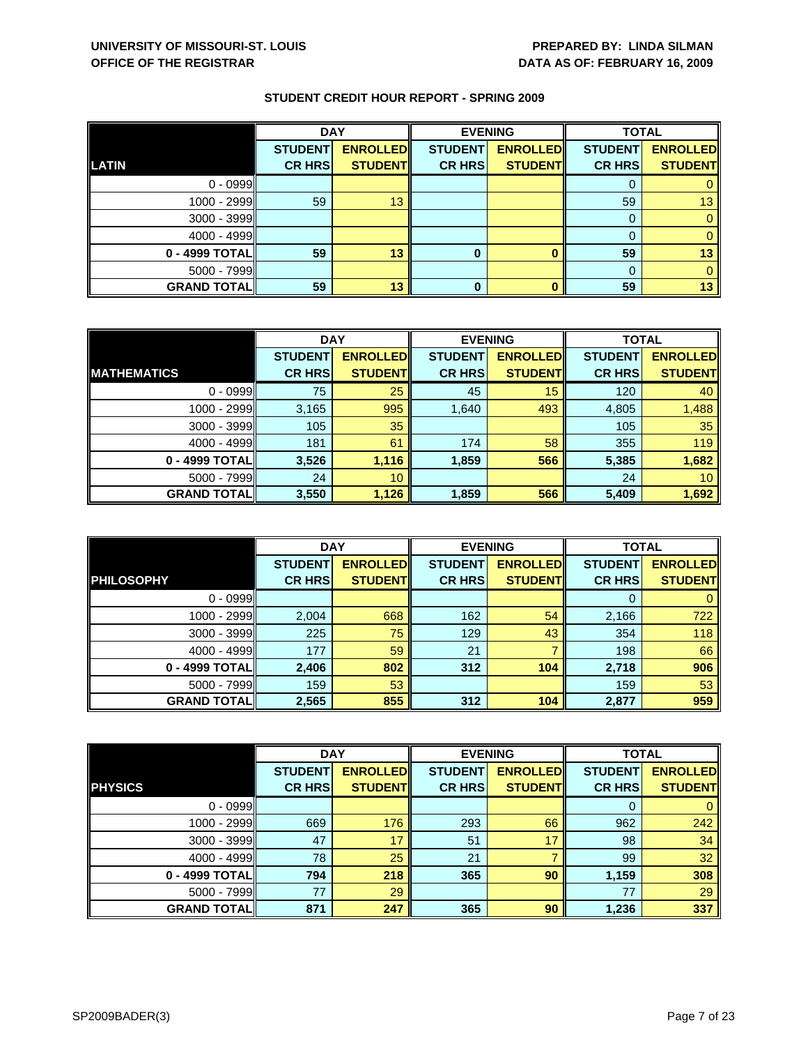**UNIVERSITY OF MISSOURI-ST. LOUIS**
**OFFICE OF THE REGISTRAR**

**PREPARED BY: LINDA SILMAN**
**DATA AS OF: FEBRUARY 16, 2009**

**STUDENT CREDIT HOUR REPORT - SPRING 2009**

| | DAY | | EVENING | | TOTAL | |
|---|---|---|---|---|---|---|
| **LATIN** | **STUDENT CR HRS** | **ENROLLED STUDENT** | **STUDENT CR HRS** | **ENROLLED STUDENT** | **STUDENT CR HRS** | **ENROLLED STUDENT** |
| 0 - 0999 | | | | | 0 | 0 |
| 1000 - 2999 | 59 | 13 | | | 59 | 13 |
| 3000 - 3999 | | | | | 0 | 0 |
| 4000 - 4999 | | | | | 0 | 0 |
| **0 - 4999 TOTAL** | **59** | **13** | **0** | **0** | **59** | **13** |
| 5000 - 7999 | | | | | 0 | 0 |
| **GRAND TOTAL** | **59** | **13** | **0** | **0** | **59** | **13** |

| | DAY | | EVENING | | TOTAL | |
|---|---|---|---|---|---|---|
| **MATHEMATICS** | **STUDENT CR HRS** | **ENROLLED STUDENT** | **STUDENT CR HRS** | **ENROLLED STUDENT** | **STUDENT CR HRS** | **ENROLLED STUDENT** |
| 0 - 0999 | 75 | 25 | 45 | 15 | 120 | 40 |
| 1000 - 2999 | 3,165 | 995 | 1,640 | 493 | 4,805 | 1,488 |
| 3000 - 3999 | 105 | 35 | | | 105 | 35 |
| 4000 - 4999 | 181 | 61 | 174 | 58 | 355 | 119 |
| **0 - 4999 TOTAL** | **3,526** | **1,116** | **1,859** | **566** | **5,385** | **1,682** |
| 5000 - 7999 | 24 | 10 | | | 24 | 10 |
| **GRAND TOTAL** | **3,550** | **1,126** | **1,859** | **566** | **5,409** | **1,692** |

| | DAY | | EVENING | | TOTAL | |
|---|---|---|---|---|---|---|
| **PHILOSOPHY** | **STUDENT CR HRS** | **ENROLLED STUDENT** | **STUDENT CR HRS** | **ENROLLED STUDENT** | **STUDENT CR HRS** | **ENROLLED STUDENT** |
| 0 - 0999 | | | | | 0 | 0 |
| 1000 - 2999 | 2,004 | 668 | 162 | 54 | 2,166 | 722 |
| 3000 - 3999 | 225 | 75 | 129 | 43 | 354 | 118 |
| 4000 - 4999 | 177 | 59 | 21 | 7 | 198 | 66 |
| **0 - 4999 TOTAL** | **2,406** | **802** | **312** | **104** | **2,718** | **906** |
| 5000 - 7999 | 159 | 53 | | | 159 | 53 |
| **GRAND TOTAL** | **2,565** | **855** | **312** | **104** | **2,877** | **959** |

| | DAY | | EVENING | | TOTAL | |
|---|---|---|---|---|---|---|
| **PHYSICS** | **STUDENT CR HRS** | **ENROLLED STUDENT** | **STUDENT CR HRS** | **ENROLLED STUDENT** | **STUDENT CR HRS** | **ENROLLED STUDENT** |
| 0 - 0999 | | | | | 0 | 0 |
| 1000 - 2999 | 669 | 176 | 293 | 66 | 962 | 242 |
| 3000 - 3999 | 47 | 17 | 51 | 17 | 98 | 34 |
| 4000 - 4999 | 78 | 25 | 21 | 7 | 99 | 32 |
| **0 - 4999 TOTAL** | **794** | **218** | **365** | **90** | **1,159** | **308** |
| 5000 - 7999 | 77 | 29 | | | 77 | 29 |
| **GRAND TOTAL** | **871** | **247** | **365** | **90** | **1,236** | **337** |

SP2009BADER(3)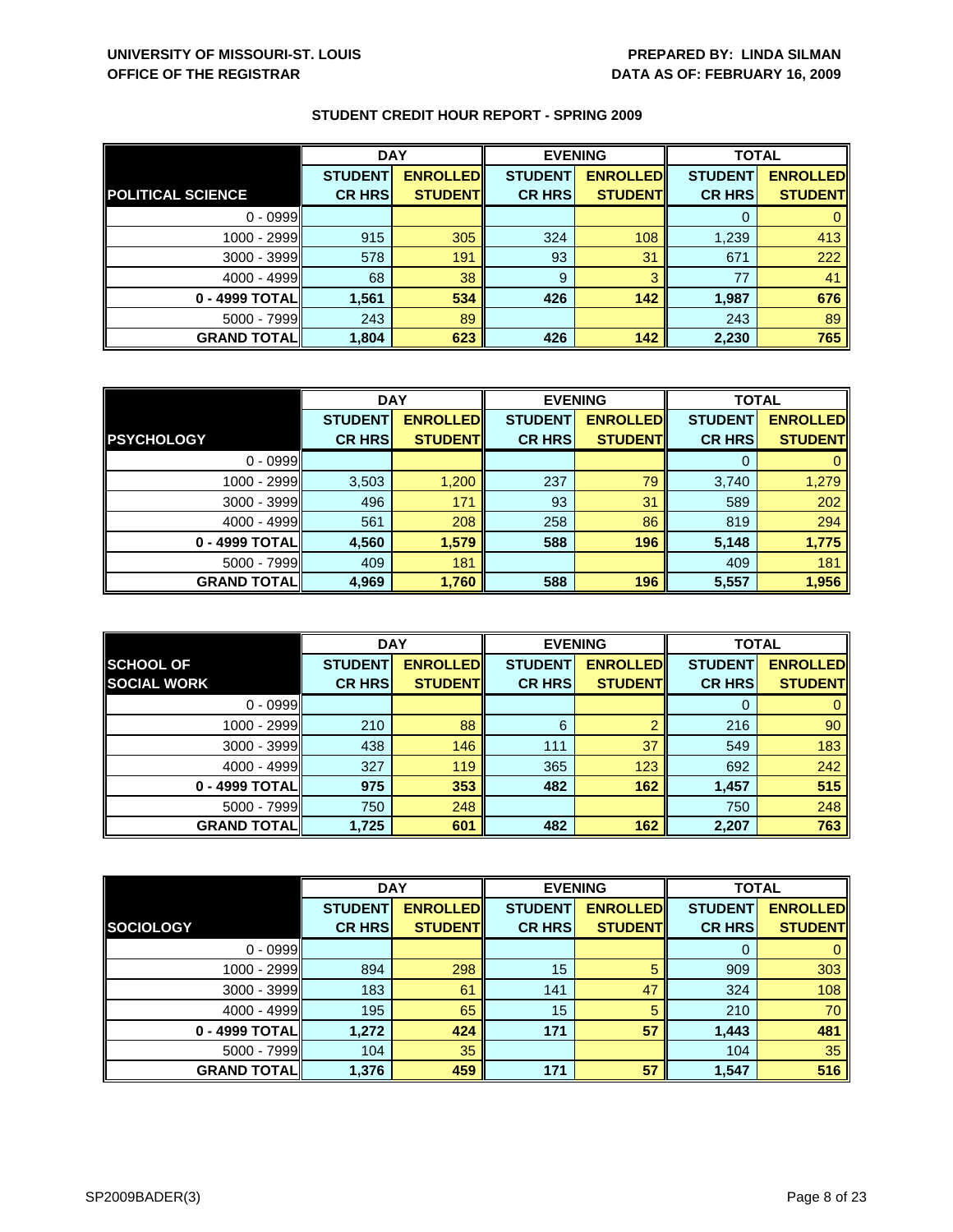**UNIVERSITY OF MISSOURI-ST. LOUIS**
**OFFICE OF THE REGISTRAR**

**PREPARED BY: LINDA SILMAN**
**DATA AS OF: FEBRUARY 16, 2009**

## STUDENT CREDIT HOUR REPORT - SPRING 2009

| | DAY | | EVENING | | TOTAL | |
|---|---|---|---|---|---|---|
| **POLITICAL SCIENCE** | **STUDENT CR HRS** | **ENROLLED STUDENT** | **STUDENT CR HRS** | **ENROLLED STUDENT** | **STUDENT CR HRS** | **ENROLLED STUDENT** |
| 0 - 0999 | | | | | 0 | 0 |
| 1000 - 2999 | 915 | 305 | 324 | 108 | 1,239 | 413 |
| 3000 - 3999 | 578 | 191 | 93 | 31 | 671 | 222 |
| 4000 - 4999 | 68 | 38 | 9 | 3 | 77 | 41 |
| **0 - 4999 TOTAL** | **1,561** | **534** | **426** | **142** | **1,987** | **676** |
| 5000 - 7999 | 243 | 89 | | | 243 | 89 |
| **GRAND TOTAL** | **1,804** | **623** | **426** | **142** | **2,230** | **765** |

| | DAY | | EVENING | | TOTAL | |
|---|---|---|---|---|---|---|
| **PSYCHOLOGY** | **STUDENT CR HRS** | **ENROLLED STUDENT** | **STUDENT CR HRS** | **ENROLLED STUDENT** | **STUDENT CR HRS** | **ENROLLED STUDENT** |
| 0 - 0999 | | | | | 0 | 0 |
| 1000 - 2999 | 3,503 | 1,200 | 237 | 79 | 3,740 | 1,279 |
| 3000 - 3999 | 496 | 171 | 93 | 31 | 589 | 202 |
| 4000 - 4999 | 561 | 208 | 258 | 86 | 819 | 294 |
| **0 - 4999 TOTAL** | **4,560** | **1,579** | **588** | **196** | **5,148** | **1,775** |
| 5000 - 7999 | 409 | 181 | | | 409 | 181 |
| **GRAND TOTAL** | **4,969** | **1,760** | **588** | **196** | **5,557** | **1,956** |

| | DAY | | EVENING | | TOTAL | |
|---|---|---|---|---|---|---|
| **SCHOOL OF SOCIAL WORK** | **STUDENT CR HRS** | **ENROLLED STUDENT** | **STUDENT CR HRS** | **ENROLLED STUDENT** | **STUDENT CR HRS** | **ENROLLED STUDENT** |
| 0 - 0999 | | | | | 0 | 0 |
| 1000 - 2999 | 210 | 88 | 6 | 2 | 216 | 90 |
| 3000 - 3999 | 438 | 146 | 111 | 37 | 549 | 183 |
| 4000 - 4999 | 327 | 119 | 365 | 123 | 692 | 242 |
| **0 - 4999 TOTAL** | **975** | **353** | **482** | **162** | **1,457** | **515** |
| 5000 - 7999 | 750 | 248 | | | 750 | 248 |
| **GRAND TOTAL** | **1,725** | **601** | **482** | **162** | **2,207** | **763** |

| | DAY | | EVENING | | TOTAL | |
|---|---|---|---|---|---|---|
| **SOCIOLOGY** | **STUDENT CR HRS** | **ENROLLED STUDENT** | **STUDENT CR HRS** | **ENROLLED STUDENT** | **STUDENT CR HRS** | **ENROLLED STUDENT** |
| 0 - 0999 | | | | | 0 | 0 |
| 1000 - 2999 | 894 | 298 | 15 | 5 | 909 | 303 |
| 3000 - 3999 | 183 | 61 | 141 | 47 | 324 | 108 |
| 4000 - 4999 | 195 | 65 | 15 | 5 | 210 | 70 |
| **0 - 4999 TOTAL** | **1,272** | **424** | **171** | **57** | **1,443** | **481** |
| 5000 - 7999 | 104 | 35 | | | 104 | 35 |
| **GRAND TOTAL** | **1,376** | **459** | **171** | **57** | **1,547** | **516** |

SP2009BADER(3)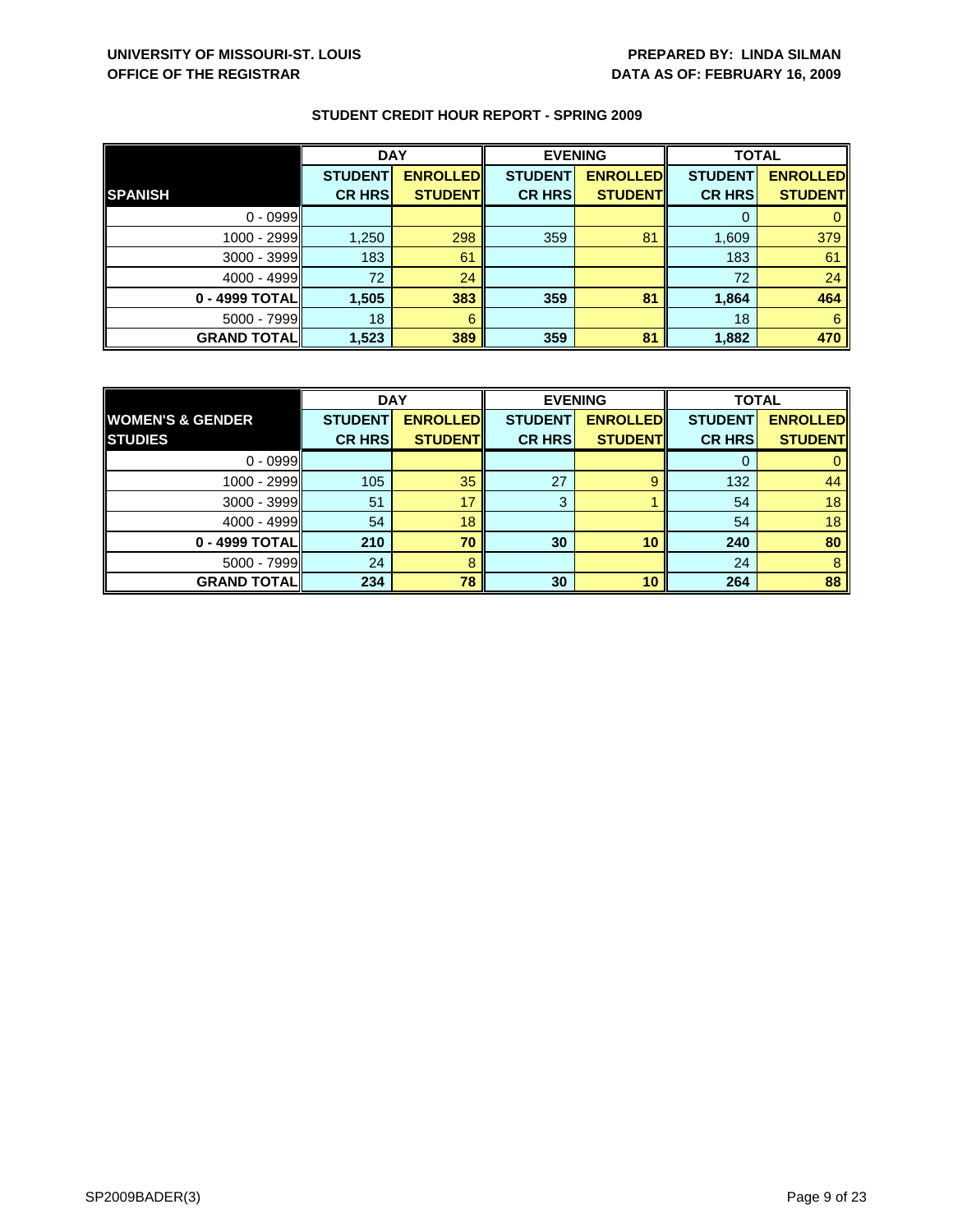**UNIVERSITY OF MISSOURI-ST. LOUIS**
**OFFICE OF THE REGISTRAR**

**PREPARED BY: LINDA SILMAN**
**DATA AS OF: FEBRUARY 16, 2009**

## STUDENT CREDIT HOUR REPORT - SPRING 2009

| | DAY | | EVENING | | TOTAL | |
|---|---|---|---|---|---|---|
| **SPANISH** | **STUDENT CR HRS** | **ENROLLED STUDENT** | **STUDENT CR HRS** | **ENROLLED STUDENT** | **STUDENT CR HRS** | **ENROLLED STUDENT** |
| 0 - 0999 | | | | | 0 | 0 |
| 1000 - 2999 | 1,250 | 298 | 359 | 81 | 1,609 | 379 |
| 3000 - 3999 | 183 | 61 | | | 183 | 61 |
| 4000 - 4999 | 72 | 24 | | | 72 | 24 |
| **0 - 4999 TOTAL** | **1,505** | **383** | **359** | **81** | **1,864** | **464** |
| 5000 - 7999 | 18 | 6 | | | 18 | 6 |
| **GRAND TOTAL** | **1,523** | **389** | **359** | **81** | **1,882** | **470** |

| | DAY | | EVENING | | TOTAL | |
|---|---|---|---|---|---|---|
| **WOMEN'S & GENDER STUDIES** | **STUDENT CR HRS** | **ENROLLED STUDENT** | **STUDENT CR HRS** | **ENROLLED STUDENT** | **STUDENT CR HRS** | **ENROLLED STUDENT** |
| 0 - 0999 | | | | | 0 | 0 |
| 1000 - 2999 | 105 | 35 | 27 | 9 | 132 | 44 |
| 3000 - 3999 | 51 | 17 | 3 | 1 | 54 | 18 |
| 4000 - 4999 | 54 | 18 | | | 54 | 18 |
| **0 - 4999 TOTAL** | **210** | **70** | **30** | **10** | **240** | **80** |
| 5000 - 7999 | 24 | 8 | | | 24 | 8 |
| **GRAND TOTAL** | **234** | **78** | **30** | **10** | **264** | **88** |

SP2009BADER(3)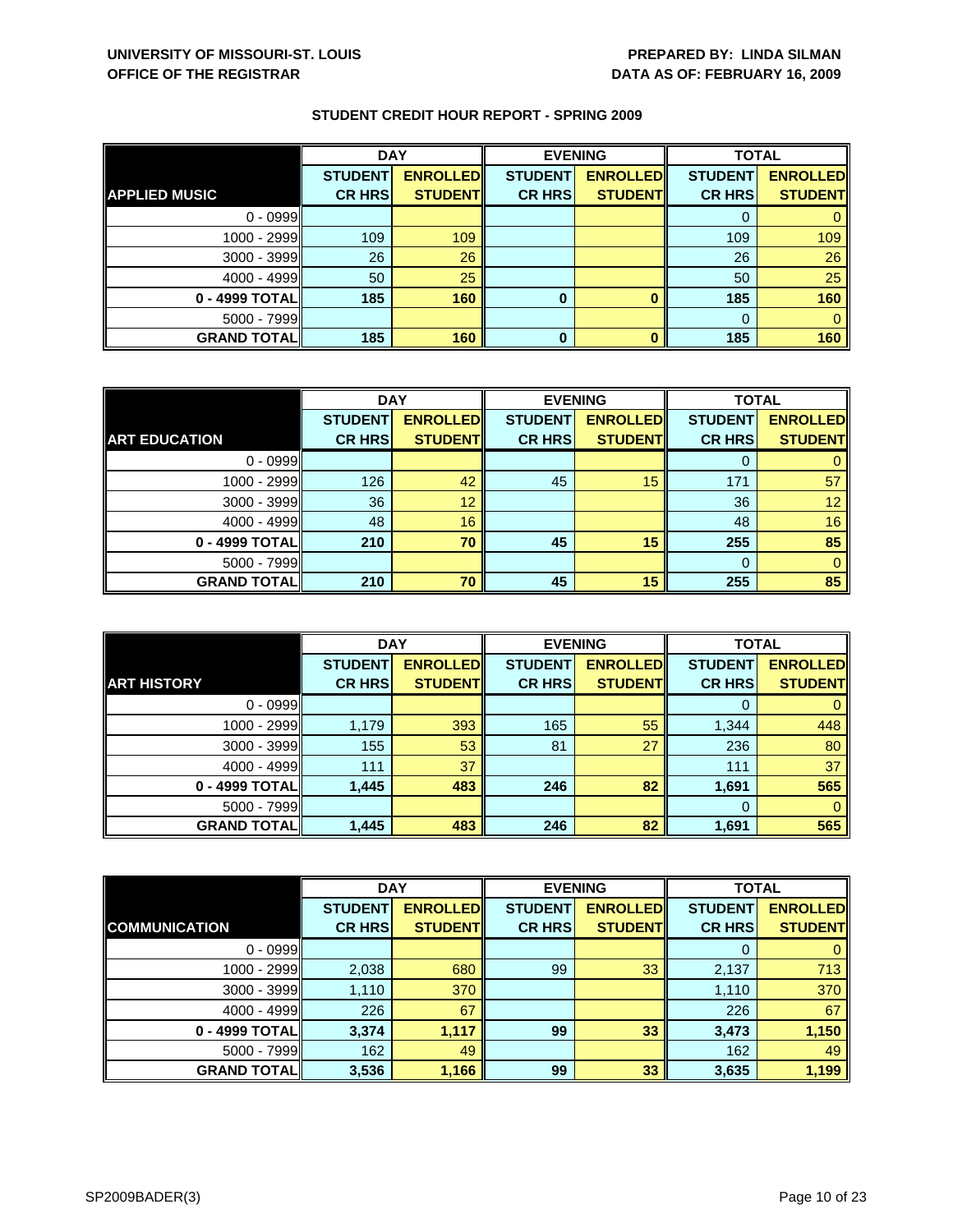**UNIVERSITY OF MISSOURI-ST. LOUIS**
**OFFICE OF THE REGISTRAR**

**PREPARED BY: LINDA SILMAN**
**DATA AS OF: FEBRUARY 16, 2009**

## STUDENT CREDIT HOUR REPORT - SPRING 2009

| | DAY | | EVENING | | TOTAL | |
|---|---|---|---|---|---|---|
| **APPLIED MUSIC** | **STUDENT CR HRS** | **ENROLLED STUDENT** | **STUDENT CR HRS** | **ENROLLED STUDENT** | **STUDENT CR HRS** | **ENROLLED STUDENT** |
| 0 - 0999 | | | | | 0 | 0 |
| 1000 - 2999 | 109 | 109 | | | 109 | 109 |
| 3000 - 3999 | 26 | 26 | | | 26 | 26 |
| 4000 - 4999 | 50 | 25 | | | 50 | 25 |
| **0 - 4999 TOTAL** | **185** | **160** | **0** | **0** | **185** | **160** |
| 5000 - 7999 | | | | | 0 | 0 |
| **GRAND TOTAL** | **185** | **160** | **0** | **0** | **185** | **160** |

| | DAY | | EVENING | | TOTAL | |
|---|---|---|---|---|---|---|
| **ART EDUCATION** | **STUDENT CR HRS** | **ENROLLED STUDENT** | **STUDENT CR HRS** | **ENROLLED STUDENT** | **STUDENT CR HRS** | **ENROLLED STUDENT** |
| 0 - 0999 | | | | | 0 | 0 |
| 1000 - 2999 | 126 | 42 | 45 | 15 | 171 | 57 |
| 3000 - 3999 | 36 | 12 | | | 36 | 12 |
| 4000 - 4999 | 48 | 16 | | | 48 | 16 |
| **0 - 4999 TOTAL** | **210** | **70** | **45** | **15** | **255** | **85** |
| 5000 - 7999 | | | | | 0 | 0 |
| **GRAND TOTAL** | **210** | **70** | **45** | **15** | **255** | **85** |

| | DAY | | EVENING | | TOTAL | |
|---|---|---|---|---|---|---|
| **ART HISTORY** | **STUDENT CR HRS** | **ENROLLED STUDENT** | **STUDENT CR HRS** | **ENROLLED STUDENT** | **STUDENT CR HRS** | **ENROLLED STUDENT** |
| 0 - 0999 | | | | | 0 | 0 |
| 1000 - 2999 | 1,179 | 393 | 165 | 55 | 1,344 | 448 |
| 3000 - 3999 | 155 | 53 | 81 | 27 | 236 | 80 |
| 4000 - 4999 | 111 | 37 | | | 111 | 37 |
| **0 - 4999 TOTAL** | **1,445** | **483** | **246** | **82** | **1,691** | **565** |
| 5000 - 7999 | | | | | 0 | 0 |
| **GRAND TOTAL** | **1,445** | **483** | **246** | **82** | **1,691** | **565** |

| | DAY | | EVENING | | TOTAL | |
|---|---|---|---|---|---|---|
| **COMMUNICATION** | **STUDENT CR HRS** | **ENROLLED STUDENT** | **STUDENT CR HRS** | **ENROLLED STUDENT** | **STUDENT CR HRS** | **ENROLLED STUDENT** |
| 0 - 0999 | | | | | 0 | 0 |
| 1000 - 2999 | 2,038 | 680 | 99 | 33 | 2,137 | 713 |
| 3000 - 3999 | 1,110 | 370 | | | 1,110 | 370 |
| 4000 - 4999 | 226 | 67 | | | 226 | 67 |
| **0 - 4999 TOTAL** | **3,374** | **1,117** | **99** | **33** | **3,473** | **1,150** |
| 5000 - 7999 | 162 | 49 | | | 162 | 49 |
| **GRAND TOTAL** | **3,536** | **1,166** | **99** | **33** | **3,635** | **1,199** |

SP2009BADER(3)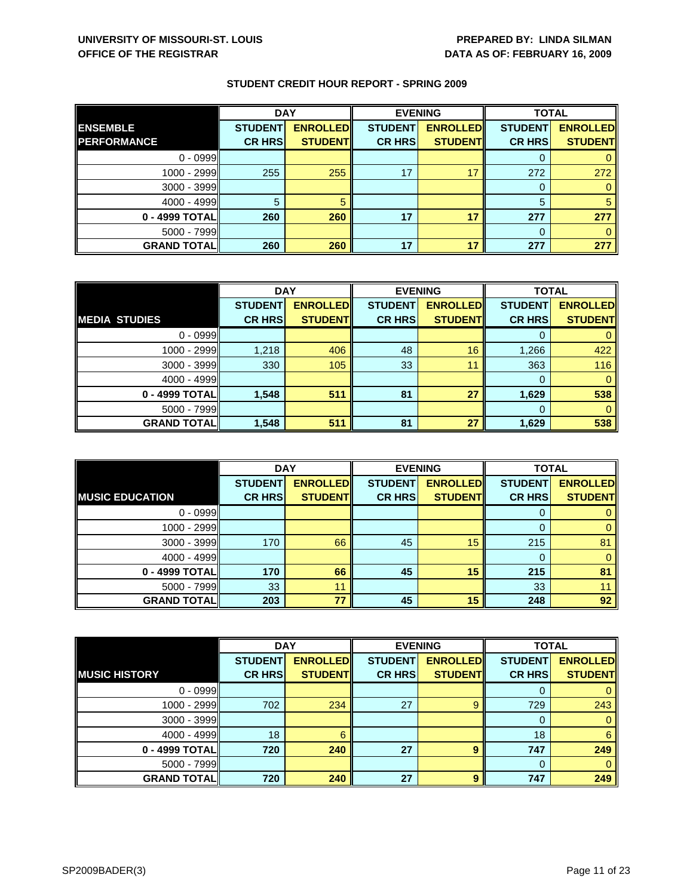UNIVERSITY OF MISSOURI-ST. LOUIS
OFFICE OF THE REGISTRAR

PREPARED BY: LINDA SILMAN
DATA AS OF: FEBRUARY 16, 2009

## STUDENT CREDIT HOUR REPORT - SPRING 2009

| ENSEMBLE PERFORMANCE | DAY | | EVENING | | TOTAL | |
|---|---|---|---|---|---|---|
| | STUDENT CR HRS | ENROLLED STUDENT | STUDENT CR HRS | ENROLLED STUDENT | STUDENT CR HRS | ENROLLED STUDENT |
| 0 - 0999 | | | | | 0 | 0 |
| 1000 - 2999 | 255 | 255 | 17 | 17 | 272 | 272 |
| 3000 - 3999 | | | | | 0 | 0 |
| 4000 - 4999 | 5 | 5 | | | 5 | 5 |
| **0 - 4999 TOTAL** | **260** | **260** | **17** | **17** | **277** | **277** |
| 5000 - 7999 | | | | | 0 | 0 |
| **GRAND TOTAL** | **260** | **260** | **17** | **17** | **277** | **277** |

| MEDIA STUDIES | DAY | | EVENING | | TOTAL | |
|---|---|---|---|---|---|---|
| | STUDENT CR HRS | ENROLLED STUDENT | STUDENT CR HRS | ENROLLED STUDENT | STUDENT CR HRS | ENROLLED STUDENT |
| 0 - 0999 | | | | | 0 | 0 |
| 1000 - 2999 | 1,218 | 406 | 48 | 16 | 1,266 | 422 |
| 3000 - 3999 | 330 | 105 | 33 | 11 | 363 | 116 |
| 4000 - 4999 | | | | | 0 | 0 |
| **0 - 4999 TOTAL** | **1,548** | **511** | **81** | **27** | **1,629** | **538** |
| 5000 - 7999 | | | | | 0 | 0 |
| **GRAND TOTAL** | **1,548** | **511** | **81** | **27** | **1,629** | **538** |

| MUSIC EDUCATION | DAY | | EVENING | | TOTAL | |
|---|---|---|---|---|---|---|
| | STUDENT CR HRS | ENROLLED STUDENT | STUDENT CR HRS | ENROLLED STUDENT | STUDENT CR HRS | ENROLLED STUDENT |
| 0 - 0999 | | | | | 0 | 0 |
| 1000 - 2999 | | | | | 0 | 0 |
| 3000 - 3999 | 170 | 66 | 45 | 15 | 215 | 81 |
| 4000 - 4999 | | | | | 0 | 0 |
| **0 - 4999 TOTAL** | **170** | **66** | **45** | **15** | **215** | **81** |
| 5000 - 7999 | 33 | 11 | | | 33 | 11 |
| **GRAND TOTAL** | **203** | **77** | **45** | **15** | **248** | **92** |

| MUSIC HISTORY | DAY | | EVENING | | TOTAL | |
|---|---|---|---|---|---|---|
| | STUDENT CR HRS | ENROLLED STUDENT | STUDENT CR HRS | ENROLLED STUDENT | STUDENT CR HRS | ENROLLED STUDENT |
| 0 - 0999 | | | | | 0 | 0 |
| 1000 - 2999 | 702 | 234 | 27 | 9 | 729 | 243 |
| 3000 - 3999 | | | | | 0 | 0 |
| 4000 - 4999 | 18 | 6 | | | 18 | 6 |
| **0 - 4999 TOTAL** | **720** | **240** | **27** | **9** | **747** | **249** |
| 5000 - 7999 | | | | | 0 | 0 |
| **GRAND TOTAL** | **720** | **240** | **27** | **9** | **747** | **249** |

SP2009BADER(3)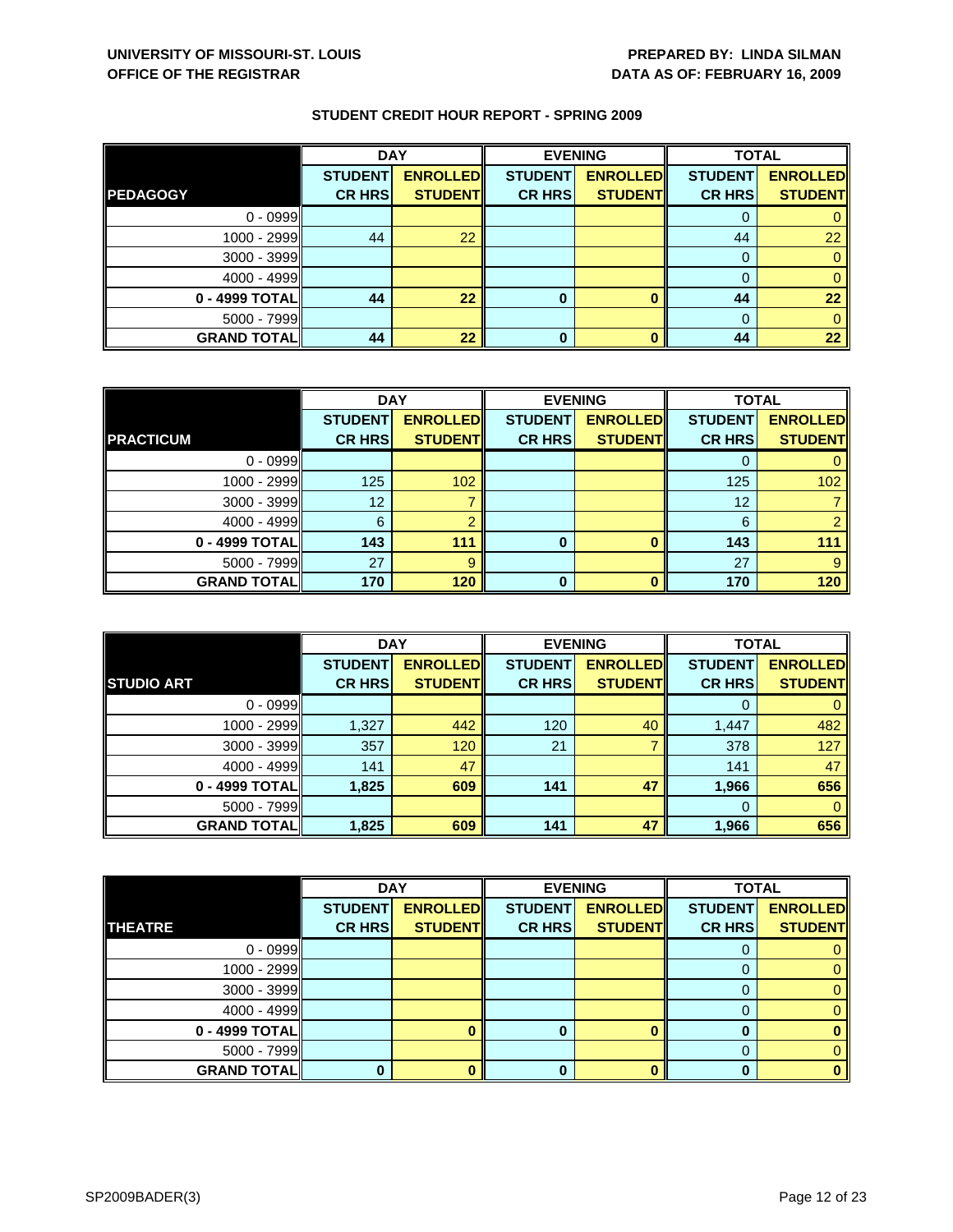**UNIVERSITY OF MISSOURI-ST. LOUIS**
**OFFICE OF THE REGISTRAR**

**PREPARED BY: LINDA SILMAN**
**DATA AS OF: FEBRUARY 16, 2009**

## STUDENT CREDIT HOUR REPORT - SPRING 2009

| | DAY | | EVENING | | TOTAL | |
|---|---|---|---|---|---|---|
| **PEDAGOGY** | **STUDENT CR HRS** | **ENROLLED STUDENT** | **STUDENT CR HRS** | **ENROLLED STUDENT** | **STUDENT CR HRS** | **ENROLLED STUDENT** |
| 0 - 0999 | | | | | 0 | 0 |
| 1000 - 2999 | 44 | 22 | | | 44 | 22 |
| 3000 - 3999 | | | | | 0 | 0 |
| 4000 - 4999 | | | | | 0 | 0 |
| **0 - 4999 TOTAL** | **44** | **22** | **0** | **0** | **44** | **22** |
| 5000 - 7999 | | | | | 0 | 0 |
| **GRAND TOTAL** | **44** | **22** | **0** | **0** | **44** | **22** |

| | DAY | | EVENING | | TOTAL | |
|---|---|---|---|---|---|---|
| **PRACTICUM** | **STUDENT CR HRS** | **ENROLLED STUDENT** | **STUDENT CR HRS** | **ENROLLED STUDENT** | **STUDENT CR HRS** | **ENROLLED STUDENT** |
| 0 - 0999 | | | | | 0 | 0 |
| 1000 - 2999 | 125 | 102 | | | 125 | 102 |
| 3000 - 3999 | 12 | 7 | | | 12 | 7 |
| 4000 - 4999 | 6 | 2 | | | 6 | 2 |
| **0 - 4999 TOTAL** | **143** | **111** | **0** | **0** | **143** | **111** |
| 5000 - 7999 | 27 | 9 | | | 27 | 9 |
| **GRAND TOTAL** | **170** | **120** | **0** | **0** | **170** | **120** |

| | DAY | | EVENING | | TOTAL | |
|---|---|---|---|---|---|---|
| **STUDIO ART** | **STUDENT CR HRS** | **ENROLLED STUDENT** | **STUDENT CR HRS** | **ENROLLED STUDENT** | **STUDENT CR HRS** | **ENROLLED STUDENT** |
| 0 - 0999 | | | | | 0 | 0 |
| 1000 - 2999 | 1,327 | 442 | 120 | 40 | 1,447 | 482 |
| 3000 - 3999 | 357 | 120 | 21 | 7 | 378 | 127 |
| 4000 - 4999 | 141 | 47 | | | 141 | 47 |
| **0 - 4999 TOTAL** | **1,825** | **609** | **141** | **47** | **1,966** | **656** |
| 5000 - 7999 | | | | | 0 | 0 |
| **GRAND TOTAL** | **1,825** | **609** | **141** | **47** | **1,966** | **656** |

| | DAY | | EVENING | | TOTAL | |
|---|---|---|---|---|---|---|
| **THEATRE** | **STUDENT CR HRS** | **ENROLLED STUDENT** | **STUDENT CR HRS** | **ENROLLED STUDENT** | **STUDENT CR HRS** | **ENROLLED STUDENT** |
| 0 - 0999 | | | | | 0 | 0 |
| 1000 - 2999 | | | | | 0 | 0 |
| 3000 - 3999 | | | | | 0 | 0 |
| 4000 - 4999 | | | | | 0 | 0 |
| **0 - 4999 TOTAL** | | **0** | **0** | **0** | **0** | **0** |
| 5000 - 7999 | | | | | 0 | 0 |
| **GRAND TOTAL** | **0** | **0** | **0** | **0** | **0** | **0** |

SP2009BADER(3)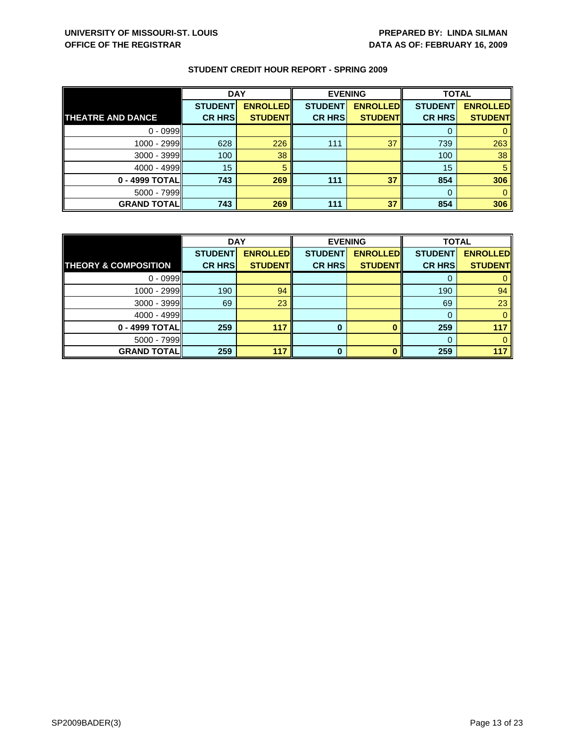**UNIVERSITY OF MISSOURI-ST. LOUIS**
**OFFICE OF THE REGISTRAR**

**PREPARED BY: LINDA SILMAN**
**DATA AS OF: FEBRUARY 16, 2009**

## STUDENT CREDIT HOUR REPORT - SPRING 2009

| | DAY | | EVENING | | TOTAL | |
|---|---|---|---|---|---|---|
| **THEATRE AND DANCE** | **STUDENT CR HRS** | **ENROLLED STUDENT** | **STUDENT CR HRS** | **ENROLLED STUDENT** | **STUDENT CR HRS** | **ENROLLED STUDENT** |
| 0 - 0999 | | | | | 0 | 0 |
| 1000 - 2999 | 628 | 226 | 111 | 37 | 739 | 263 |
| 3000 - 3999 | 100 | 38 | | | 100 | 38 |
| 4000 - 4999 | 15 | 5 | | | 15 | 5 |
| **0 - 4999 TOTAL** | **743** | **269** | **111** | **37** | **854** | **306** |
| 5000 - 7999 | | | | | 0 | 0 |
| **GRAND TOTAL** | **743** | **269** | **111** | **37** | **854** | **306** |

| | DAY | | EVENING | | TOTAL | |
|---|---|---|---|---|---|---|
| **THEORY & COMPOSITION** | **STUDENT CR HRS** | **ENROLLED STUDENT** | **STUDENT CR HRS** | **ENROLLED STUDENT** | **STUDENT CR HRS** | **ENROLLED STUDENT** |
| 0 - 0999 | | | | | 0 | 0 |
| 1000 - 2999 | 190 | 94 | | | 190 | 94 |
| 3000 - 3999 | 69 | 23 | | | 69 | 23 |
| 4000 - 4999 | | | | | 0 | 0 |
| **0 - 4999 TOTAL** | **259** | **117** | **0** | **0** | **259** | **117** |
| 5000 - 7999 | | | | | 0 | 0 |
| **GRAND TOTAL** | **259** | **117** | **0** | **0** | **259** | **117** |

SP2009BADER(3)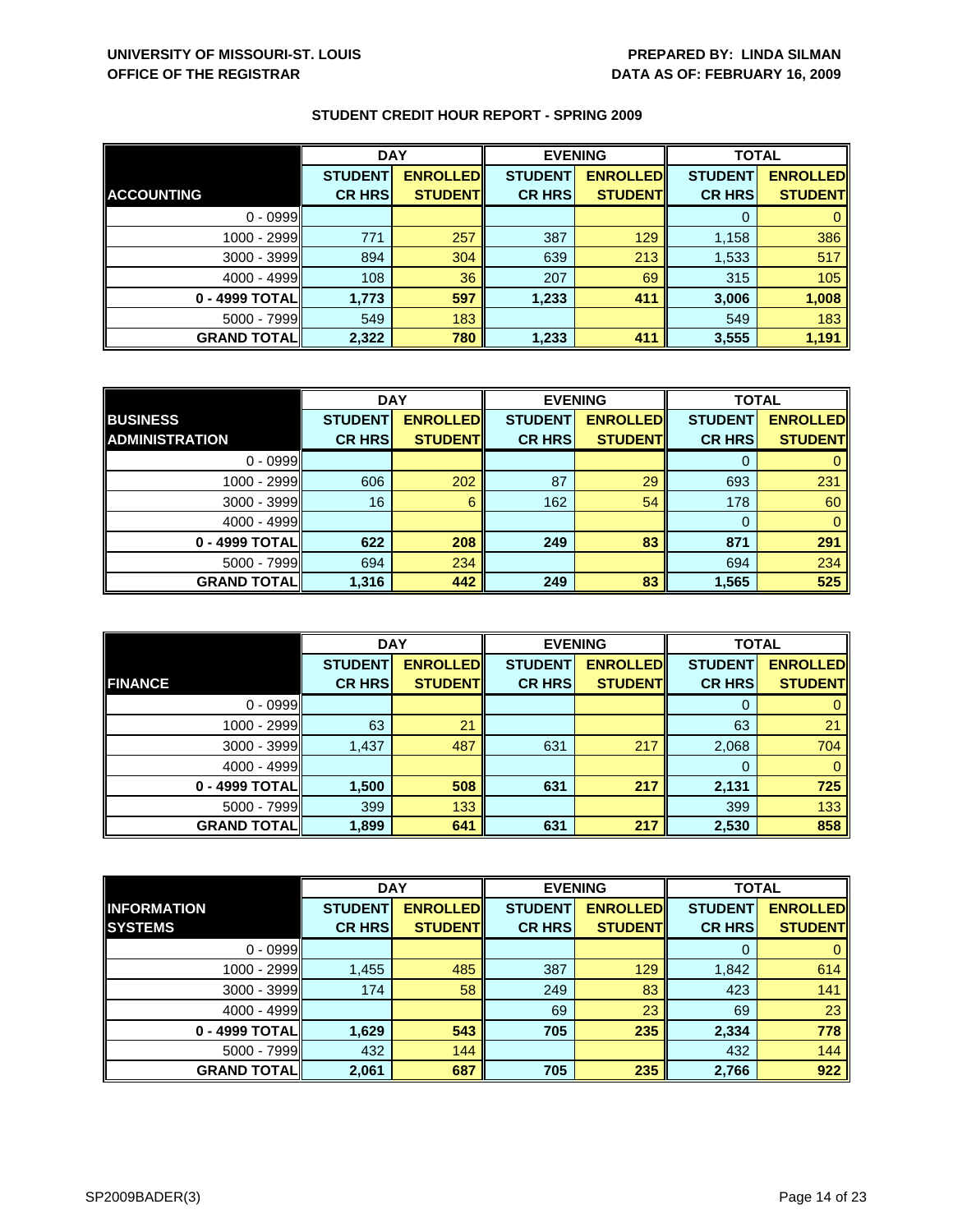**UNIVERSITY OF MISSOURI-ST. LOUIS**
**OFFICE OF THE REGISTRAR**

**PREPARED BY: LINDA SILMAN**
**DATA AS OF: FEBRUARY 16, 2009**

## STUDENT CREDIT HOUR REPORT - SPRING 2009

| | DAY | | EVENING | | TOTAL | |
|---|---|---|---|---|---|---|
| **ACCOUNTING** | **STUDENT CR HRS** | **ENROLLED STUDENT** | **STUDENT CR HRS** | **ENROLLED STUDENT** | **STUDENT CR HRS** | **ENROLLED STUDENT** |
| 0 - 0999 | | | | | 0 | 0 |
| 1000 - 2999 | 771 | 257 | 387 | 129 | 1,158 | 386 |
| 3000 - 3999 | 894 | 304 | 639 | 213 | 1,533 | 517 |
| 4000 - 4999 | 108 | 36 | 207 | 69 | 315 | 105 |
| **0 - 4999 TOTAL** | **1,773** | **597** | **1,233** | **411** | **3,006** | **1,008** |
| 5000 - 7999 | 549 | 183 | | | 549 | 183 |
| **GRAND TOTAL** | **2,322** | **780** | **1,233** | **411** | **3,555** | **1,191** |

| | DAY | | EVENING | | TOTAL | |
|---|---|---|---|---|---|---|
| **BUSINESS ADMINISTRATION** | **STUDENT CR HRS** | **ENROLLED STUDENT** | **STUDENT CR HRS** | **ENROLLED STUDENT** | **STUDENT CR HRS** | **ENROLLED STUDENT** |
| 0 - 0999 | | | | | 0 | 0 |
| 1000 - 2999 | 606 | 202 | 87 | 29 | 693 | 231 |
| 3000 - 3999 | 16 | 6 | 162 | 54 | 178 | 60 |
| 4000 - 4999 | | | | | 0 | 0 |
| **0 - 4999 TOTAL** | **622** | **208** | **249** | **83** | **871** | **291** |
| 5000 - 7999 | 694 | 234 | | | 694 | 234 |
| **GRAND TOTAL** | **1,316** | **442** | **249** | **83** | **1,565** | **525** |

| | DAY | | EVENING | | TOTAL | |
|---|---|---|---|---|---|---|
| **FINANCE** | **STUDENT CR HRS** | **ENROLLED STUDENT** | **STUDENT CR HRS** | **ENROLLED STUDENT** | **STUDENT CR HRS** | **ENROLLED STUDENT** |
| 0 - 0999 | | | | | 0 | 0 |
| 1000 - 2999 | 63 | 21 | | | 63 | 21 |
| 3000 - 3999 | 1,437 | 487 | 631 | 217 | 2,068 | 704 |
| 4000 - 4999 | | | | | 0 | 0 |
| **0 - 4999 TOTAL** | **1,500** | **508** | **631** | **217** | **2,131** | **725** |
| 5000 - 7999 | 399 | 133 | | | 399 | 133 |
| **GRAND TOTAL** | **1,899** | **641** | **631** | **217** | **2,530** | **858** |

| | DAY | | EVENING | | TOTAL | |
|---|---|---|---|---|---|---|
| **INFORMATION SYSTEMS** | **STUDENT CR HRS** | **ENROLLED STUDENT** | **STUDENT CR HRS** | **ENROLLED STUDENT** | **STUDENT CR HRS** | **ENROLLED STUDENT** |
| 0 - 0999 | | | | | 0 | 0 |
| 1000 - 2999 | 1,455 | 485 | 387 | 129 | 1,842 | 614 |
| 3000 - 3999 | 174 | 58 | 249 | 83 | 423 | 141 |
| 4000 - 4999 | | | 69 | 23 | 69 | 23 |
| **0 - 4999 TOTAL** | **1,629** | **543** | **705** | **235** | **2,334** | **778** |
| 5000 - 7999 | 432 | 144 | | | 432 | 144 |
| **GRAND TOTAL** | **2,061** | **687** | **705** | **235** | **2,766** | **922** |

SP2009BADER(3)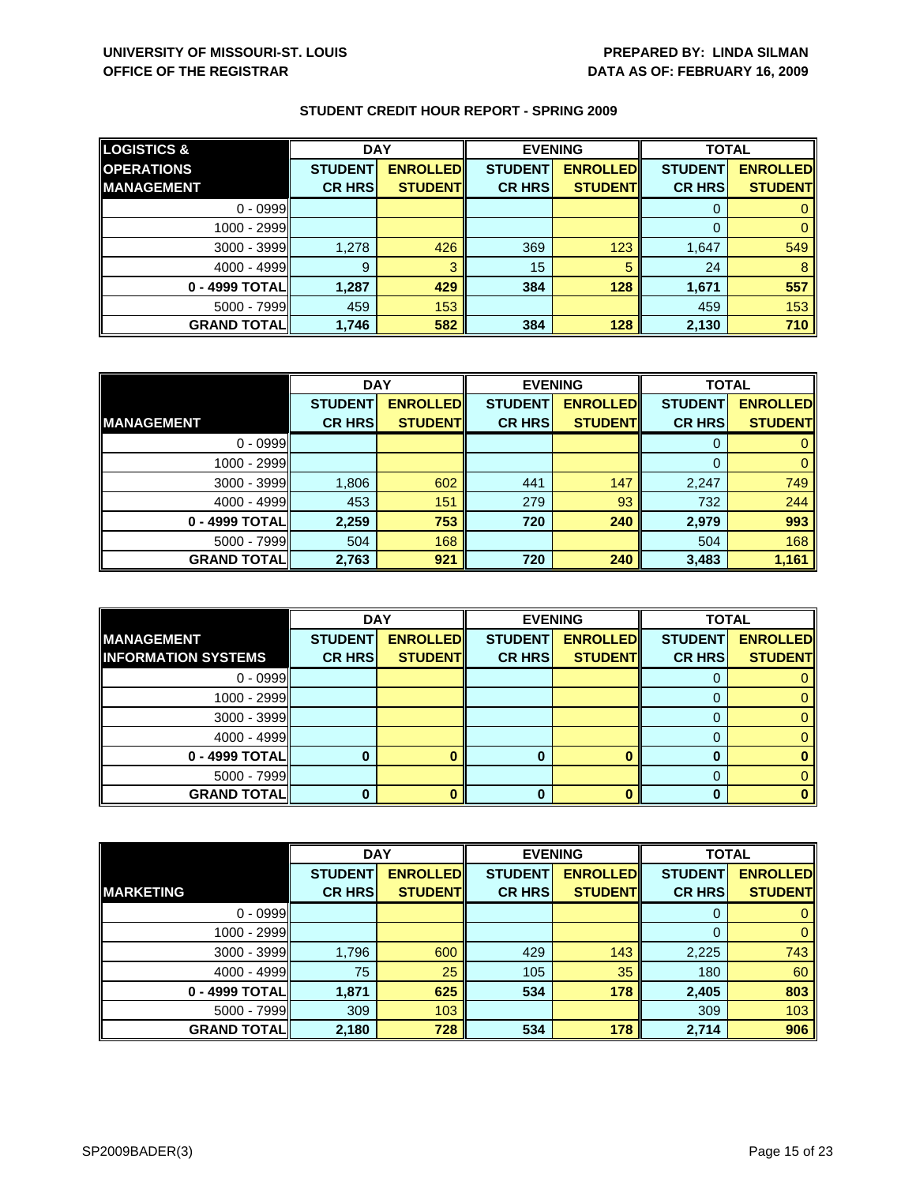UNIVERSITY OF MISSOURI-ST. LOUIS
OFFICE OF THE REGISTRAR

PREPARED BY: LINDA SILMAN
DATA AS OF: FEBRUARY 16, 2009

## STUDENT CREDIT HOUR REPORT - SPRING 2009

| LOGISTICS & OPERATIONS MANAGEMENT | DAY | | EVENING | | TOTAL | |
|---|---|---|---|---|---|---|
| | STUDENT CR HRS | ENROLLED STUDENT | STUDENT CR HRS | ENROLLED STUDENT | STUDENT CR HRS | ENROLLED STUDENT |
| 0 - 0999 | | | | | 0 | 0 |
| 1000 - 2999 | | | | | 0 | 0 |
| 3000 - 3999 | 1,278 | 426 | 369 | 123 | 1,647 | 549 |
| 4000 - 4999 | 9 | 3 | 15 | 5 | 24 | 8 |
| **0 - 4999 TOTAL** | **1,287** | **429** | **384** | **128** | **1,671** | **557** |
| 5000 - 7999 | 459 | 153 | | | 459 | 153 |
| **GRAND TOTAL** | **1,746** | **582** | **384** | **128** | **2,130** | **710** |

| MANAGEMENT | DAY | | EVENING | | TOTAL | |
|---|---|---|---|---|---|---|
| | STUDENT CR HRS | ENROLLED STUDENT | STUDENT CR HRS | ENROLLED STUDENT | STUDENT CR HRS | ENROLLED STUDENT |
| 0 - 0999 | | | | | 0 | 0 |
| 1000 - 2999 | | | | | 0 | 0 |
| 3000 - 3999 | 1,806 | 602 | 441 | 147 | 2,247 | 749 |
| 4000 - 4999 | 453 | 151 | 279 | 93 | 732 | 244 |
| **0 - 4999 TOTAL** | **2,259** | **753** | **720** | **240** | **2,979** | **993** |
| 5000 - 7999 | 504 | 168 | | | 504 | 168 |
| **GRAND TOTAL** | **2,763** | **921** | **720** | **240** | **3,483** | **1,161** |

| MANAGEMENT INFORMATION SYSTEMS | DAY | | EVENING | | TOTAL | |
|---|---|---|---|---|---|---|
| | STUDENT CR HRS | ENROLLED STUDENT | STUDENT CR HRS | ENROLLED STUDENT | STUDENT CR HRS | ENROLLED STUDENT |
| 0 - 0999 | | | | | 0 | 0 |
| 1000 - 2999 | | | | | 0 | 0 |
| 3000 - 3999 | | | | | 0 | 0 |
| 4000 - 4999 | | | | | 0 | 0 |
| **0 - 4999 TOTAL** | **0** | **0** | **0** | **0** | **0** | **0** |
| 5000 - 7999 | | | | | 0 | 0 |
| **GRAND TOTAL** | **0** | **0** | **0** | **0** | **0** | **0** |

| MARKETING | DAY | | EVENING | | TOTAL | |
|---|---|---|---|---|---|---|
| | STUDENT CR HRS | ENROLLED STUDENT | STUDENT CR HRS | ENROLLED STUDENT | STUDENT CR HRS | ENROLLED STUDENT |
| 0 - 0999 | | | | | 0 | 0 |
| 1000 - 2999 | | | | | 0 | 0 |
| 3000 - 3999 | 1,796 | 600 | 429 | 143 | 2,225 | 743 |
| 4000 - 4999 | 75 | 25 | 105 | 35 | 180 | 60 |
| **0 - 4999 TOTAL** | **1,871** | **625** | **534** | **178** | **2,405** | **803** |
| 5000 - 7999 | 309 | 103 | | | 309 | 103 |
| **GRAND TOTAL** | **2,180** | **728** | **534** | **178** | **2,714** | **906** |

SP2009BADER(3)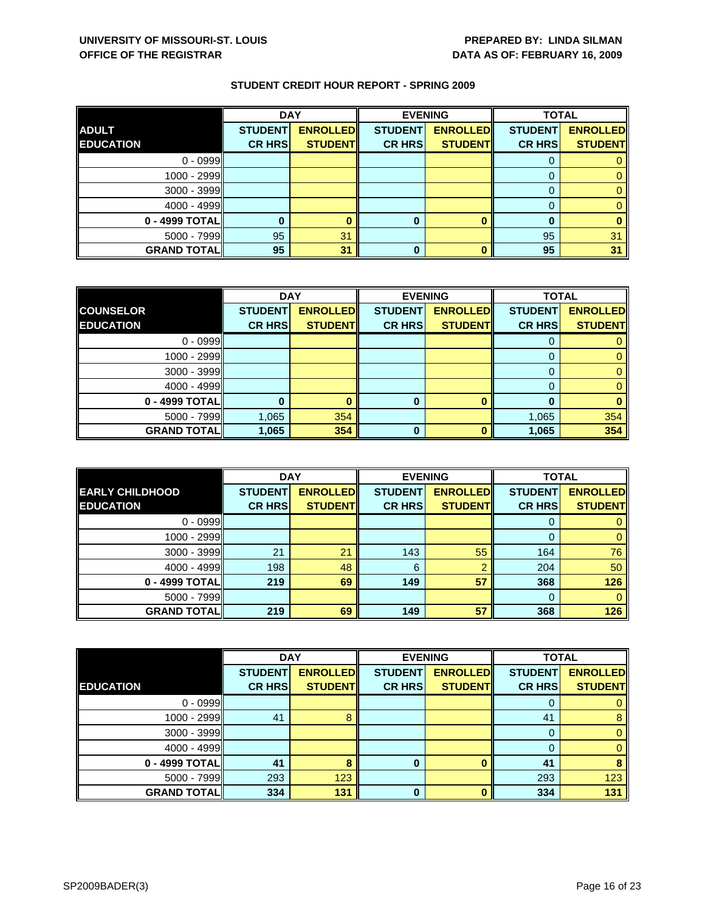UNIVERSITY OF MISSOURI-ST. LOUIS
OFFICE OF THE REGISTRAR

PREPARED BY: LINDA SILMAN
DATA AS OF: FEBRUARY 16, 2009

## STUDENT CREDIT HOUR REPORT - SPRING 2009

| ADULT EDUCATION | DAY | | EVENING | | TOTAL | |
|---|---|---|---|---|---|---|
| | STUDENT CR HRS | ENROLLED STUDENT | STUDENT CR HRS | ENROLLED STUDENT | STUDENT CR HRS | ENROLLED STUDENT |
| 0 - 0999 | | | | | 0 | 0 |
| 1000 - 2999 | | | | | 0 | 0 |
| 3000 - 3999 | | | | | 0 | 0 |
| 4000 - 4999 | | | | | 0 | 0 |
| **0 - 4999 TOTAL** | **0** | **0** | **0** | **0** | **0** | **0** |
| 5000 - 7999 | 95 | 31 | | | 95 | 31 |
| **GRAND TOTAL** | **95** | **31** | **0** | **0** | **95** | **31** |

| COUNSELOR EDUCATION | DAY | | EVENING | | TOTAL | |
|---|---|---|---|---|---|---|
| | STUDENT CR HRS | ENROLLED STUDENT | STUDENT CR HRS | ENROLLED STUDENT | STUDENT CR HRS | ENROLLED STUDENT |
| 0 - 0999 | | | | | 0 | 0 |
| 1000 - 2999 | | | | | 0 | 0 |
| 3000 - 3999 | | | | | 0 | 0 |
| 4000 - 4999 | | | | | 0 | 0 |
| **0 - 4999 TOTAL** | **0** | **0** | **0** | **0** | **0** | **0** |
| 5000 - 7999 | 1,065 | 354 | | | 1,065 | 354 |
| **GRAND TOTAL** | **1,065** | **354** | **0** | **0** | **1,065** | **354** |

| EARLY CHILDHOOD EDUCATION | DAY | | EVENING | | TOTAL | |
|---|---|---|---|---|---|---|
| | STUDENT CR HRS | ENROLLED STUDENT | STUDENT CR HRS | ENROLLED STUDENT | STUDENT CR HRS | ENROLLED STUDENT |
| 0 - 0999 | | | | | 0 | 0 |
| 1000 - 2999 | | | | | 0 | 0 |
| 3000 - 3999 | 21 | 21 | 143 | 55 | 164 | 76 |
| 4000 - 4999 | 198 | 48 | 6 | 2 | 204 | 50 |
| **0 - 4999 TOTAL** | **219** | **69** | **149** | **57** | **368** | **126** |
| 5000 - 7999 | | | | | 0 | 0 |
| **GRAND TOTAL** | **219** | **69** | **149** | **57** | **368** | **126** |

| EDUCATION | DAY | | EVENING | | TOTAL | |
|---|---|---|---|---|---|---|
| | STUDENT CR HRS | ENROLLED STUDENT | STUDENT CR HRS | ENROLLED STUDENT | STUDENT CR HRS | ENROLLED STUDENT |
| 0 - 0999 | | | | | 0 | 0 |
| 1000 - 2999 | 41 | 8 | | | 41 | 8 |
| 3000 - 3999 | | | | | 0 | 0 |
| 4000 - 4999 | | | | | 0 | 0 |
| **0 - 4999 TOTAL** | **41** | **8** | **0** | **0** | **41** | **8** |
| 5000 - 7999 | 293 | 123 | | | 293 | 123 |
| **GRAND TOTAL** | **334** | **131** | **0** | **0** | **334** | **131** |

SP2009BADER(3)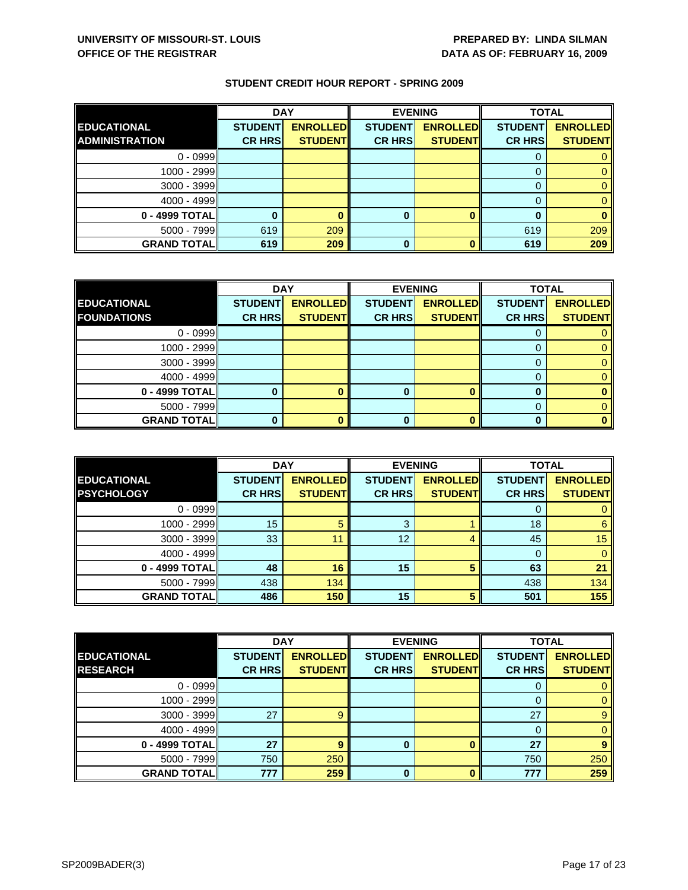**UNIVERSITY OF MISSOURI-ST. LOUIS**
**OFFICE OF THE REGISTRAR**

**PREPARED BY: LINDA SILMAN**
**DATA AS OF: FEBRUARY 16, 2009**

**STUDENT CREDIT HOUR REPORT - SPRING 2009**

| | DAY | | EVENING | | TOTAL | |
|---|---|---|---|---|---|---|
| **EDUCATIONAL ADMINISTRATION** | **STUDENT CR HRS** | **ENROLLED STUDENT** | **STUDENT CR HRS** | **ENROLLED STUDENT** | **STUDENT CR HRS** | **ENROLLED STUDENT** |
| 0 - 0999 | | | | | 0 | 0 |
| 1000 - 2999 | | | | | 0 | 0 |
| 3000 - 3999 | | | | | 0 | 0 |
| 4000 - 4999 | | | | | 0 | 0 |
| **0 - 4999 TOTAL** | **0** | **0** | **0** | **0** | **0** | **0** |
| 5000 - 7999 | 619 | 209 | | | 619 | 209 |
| **GRAND TOTAL** | **619** | **209** | **0** | **0** | **619** | **209** |

| | DAY | | EVENING | | TOTAL | |
|---|---|---|---|---|---|---|
| **EDUCATIONAL FOUNDATIONS** | **STUDENT CR HRS** | **ENROLLED STUDENT** | **STUDENT CR HRS** | **ENROLLED STUDENT** | **STUDENT CR HRS** | **ENROLLED STUDENT** |
| 0 - 0999 | | | | | 0 | 0 |
| 1000 - 2999 | | | | | 0 | 0 |
| 3000 - 3999 | | | | | 0 | 0 |
| 4000 - 4999 | | | | | 0 | 0 |
| **0 - 4999 TOTAL** | **0** | **0** | **0** | **0** | **0** | **0** |
| 5000 - 7999 | | | | | 0 | 0 |
| **GRAND TOTAL** | **0** | **0** | **0** | **0** | **0** | **0** |

| | DAY | | EVENING | | TOTAL | |
|---|---|---|---|---|---|---|
| **EDUCATIONAL PSYCHOLOGY** | **STUDENT CR HRS** | **ENROLLED STUDENT** | **STUDENT CR HRS** | **ENROLLED STUDENT** | **STUDENT CR HRS** | **ENROLLED STUDENT** |
| 0 - 0999 | | | | | 0 | 0 |
| 1000 - 2999 | 15 | 5 | 3 | 1 | 18 | 6 |
| 3000 - 3999 | 33 | 11 | 12 | 4 | 45 | 15 |
| 4000 - 4999 | | | | | 0 | 0 |
| **0 - 4999 TOTAL** | **48** | **16** | **15** | **5** | **63** | **21** |
| 5000 - 7999 | 438 | 134 | | | 438 | 134 |
| **GRAND TOTAL** | **486** | **150** | **15** | **5** | **501** | **155** |

| | DAY | | EVENING | | TOTAL | |
|---|---|---|---|---|---|---|
| **EDUCATIONAL RESEARCH** | **STUDENT CR HRS** | **ENROLLED STUDENT** | **STUDENT CR HRS** | **ENROLLED STUDENT** | **STUDENT CR HRS** | **ENROLLED STUDENT** |
| 0 - 0999 | | | | | 0 | 0 |
| 1000 - 2999 | | | | | 0 | 0 |
| 3000 - 3999 | 27 | 9 | | | 27 | 9 |
| 4000 - 4999 | | | | | 0 | 0 |
| **0 - 4999 TOTAL** | **27** | **9** | **0** | **0** | **27** | **9** |
| 5000 - 7999 | 750 | 250 | | | 750 | 250 |
| **GRAND TOTAL** | **777** | **259** | **0** | **0** | **777** | **259** |

SP2009BADER(3)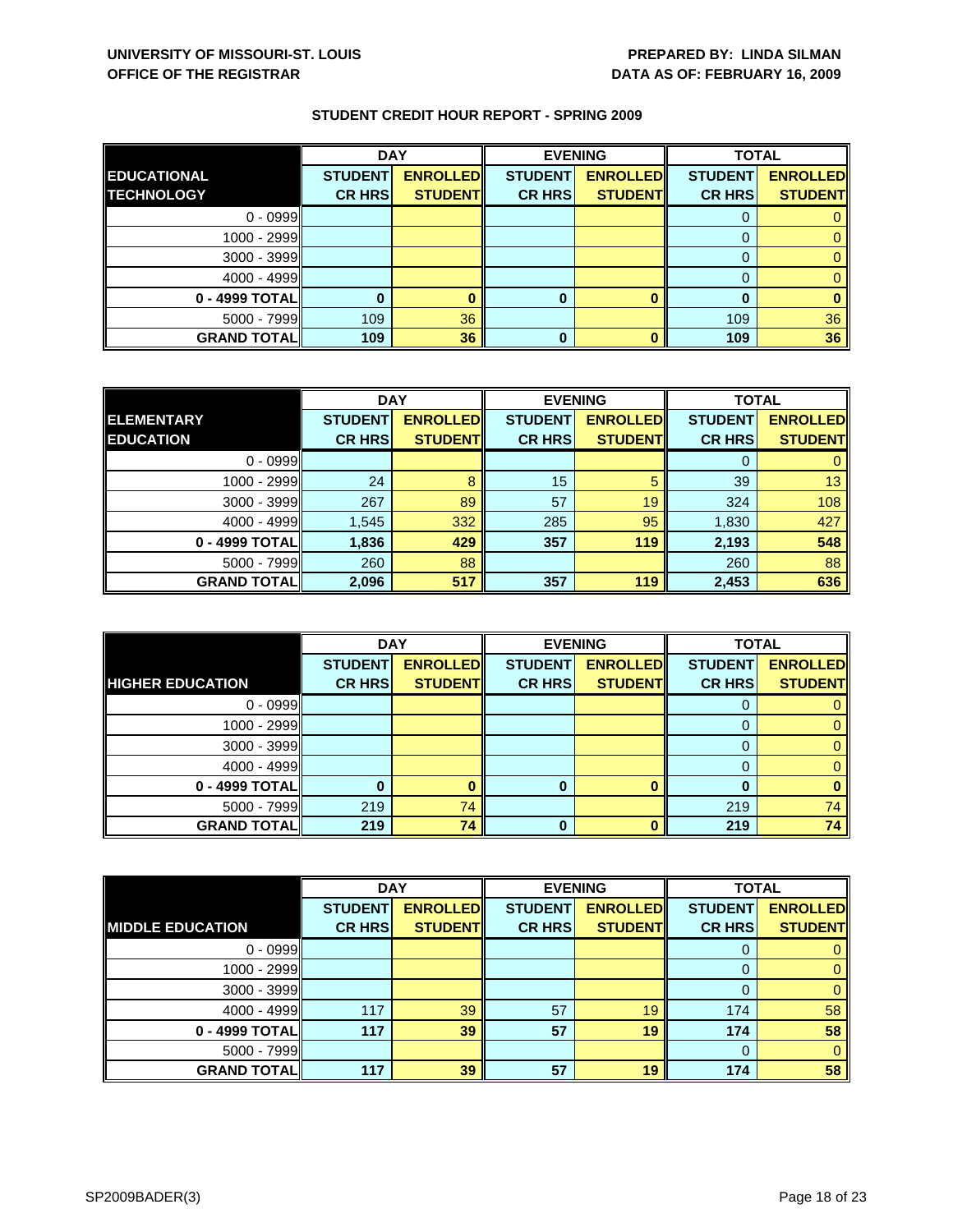**UNIVERSITY OF MISSOURI-ST. LOUIS**
**OFFICE OF THE REGISTRAR**

**PREPARED BY: LINDA SILMAN**
**DATA AS OF: FEBRUARY 16, 2009**

## STUDENT CREDIT HOUR REPORT - SPRING 2009

| EDUCATIONAL TECHNOLOGY | DAY | | EVENING | | TOTAL | |
|---|---|---|---|---|---|---|
| | STUDENT CR HRS | ENROLLED STUDENT | STUDENT CR HRS | ENROLLED STUDENT | STUDENT CR HRS | ENROLLED STUDENT |
| 0 - 0999 | | | | | 0 | 0 |
| 1000 - 2999 | | | | | 0 | 0 |
| 3000 - 3999 | | | | | 0 | 0 |
| 4000 - 4999 | | | | | 0 | 0 |
| **0 - 4999 TOTAL** | **0** | **0** | **0** | **0** | **0** | **0** |
| 5000 - 7999 | 109 | 36 | | | 109 | 36 |
| **GRAND TOTAL** | **109** | **36** | **0** | **0** | **109** | **36** |

| ELEMENTARY EDUCATION | DAY | | EVENING | | TOTAL | |
|---|---|---|---|---|---|---|
| | STUDENT CR HRS | ENROLLED STUDENT | STUDENT CR HRS | ENROLLED STUDENT | STUDENT CR HRS | ENROLLED STUDENT |
| 0 - 0999 | | | | | 0 | 0 |
| 1000 - 2999 | 24 | 8 | 15 | 5 | 39 | 13 |
| 3000 - 3999 | 267 | 89 | 57 | 19 | 324 | 108 |
| 4000 - 4999 | 1,545 | 332 | 285 | 95 | 1,830 | 427 |
| **0 - 4999 TOTAL** | **1,836** | **429** | **357** | **119** | **2,193** | **548** |
| 5000 - 7999 | 260 | 88 | | | 260 | 88 |
| **GRAND TOTAL** | **2,096** | **517** | **357** | **119** | **2,453** | **636** |

| HIGHER EDUCATION | DAY | | EVENING | | TOTAL | |
|---|---|---|---|---|---|---|
| | STUDENT CR HRS | ENROLLED STUDENT | STUDENT CR HRS | ENROLLED STUDENT | STUDENT CR HRS | ENROLLED STUDENT |
| 0 - 0999 | | | | | 0 | 0 |
| 1000 - 2999 | | | | | 0 | 0 |
| 3000 - 3999 | | | | | 0 | 0 |
| 4000 - 4999 | | | | | 0 | 0 |
| **0 - 4999 TOTAL** | **0** | **0** | **0** | **0** | **0** | **0** |
| 5000 - 7999 | 219 | 74 | | | 219 | 74 |
| **GRAND TOTAL** | **219** | **74** | **0** | **0** | **219** | **74** |

| MIDDLE EDUCATION | DAY | | EVENING | | TOTAL | |
|---|---|---|---|---|---|---|
| | STUDENT CR HRS | ENROLLED STUDENT | STUDENT CR HRS | ENROLLED STUDENT | STUDENT CR HRS | ENROLLED STUDENT |
| 0 - 0999 | | | | | 0 | 0 |
| 1000 - 2999 | | | | | 0 | 0 |
| 3000 - 3999 | | | | | 0 | 0 |
| 4000 - 4999 | 117 | 39 | 57 | 19 | 174 | 58 |
| **0 - 4999 TOTAL** | **117** | **39** | **57** | **19** | **174** | **58** |
| 5000 - 7999 | | | | | 0 | 0 |
| **GRAND TOTAL** | **117** | **39** | **57** | **19** | **174** | **58** |

SP2009BADER(3)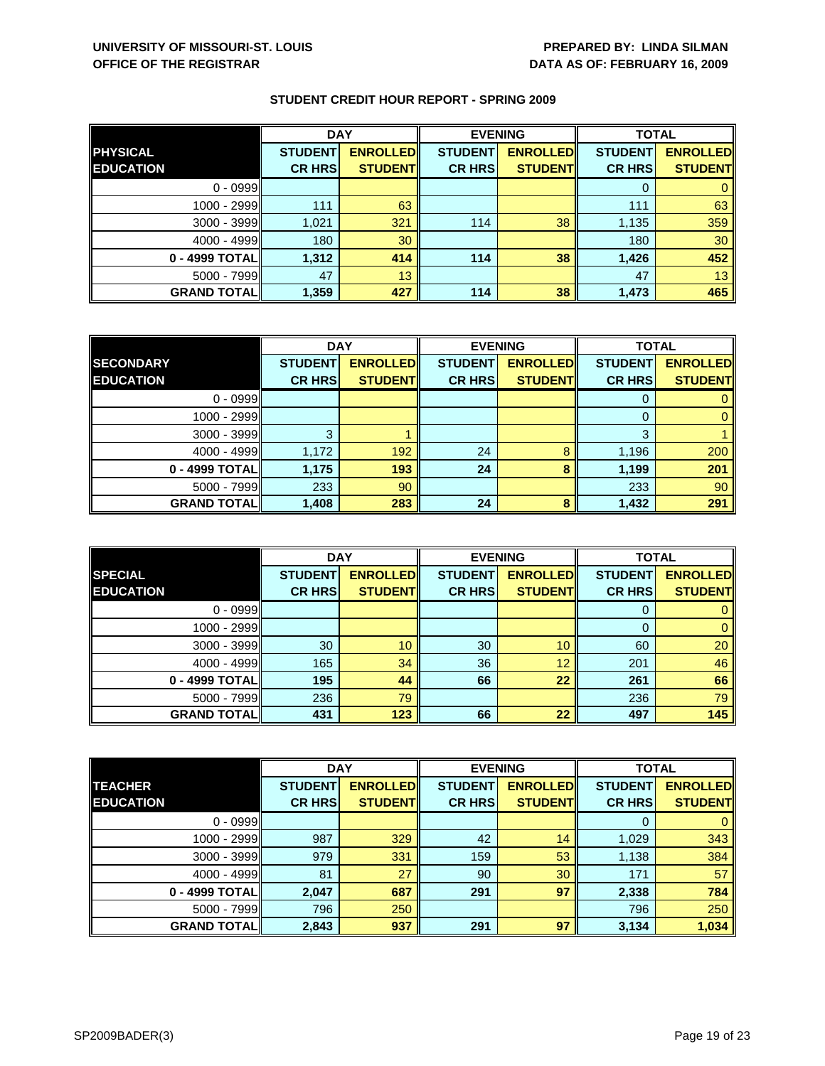**UNIVERSITY OF MISSOURI-ST. LOUIS**
**OFFICE OF THE REGISTRAR**

**PREPARED BY: LINDA SILMAN**
**DATA AS OF: FEBRUARY 16, 2009**

## STUDENT CREDIT HOUR REPORT - SPRING 2009

| | DAY | | EVENING | | TOTAL | |
|---|---|---|---|---|---|---|
| **PHYSICAL EDUCATION** | **STUDENT CR HRS** | **ENROLLED STUDENT** | **STUDENT CR HRS** | **ENROLLED STUDENT** | **STUDENT CR HRS** | **ENROLLED STUDENT** |
| 0 - 0999 | | | | | 0 | 0 |
| 1000 - 2999 | 111 | 63 | | | 111 | 63 |
| 3000 - 3999 | 1,021 | 321 | 114 | 38 | 1,135 | 359 |
| 4000 - 4999 | 180 | 30 | | | 180 | 30 |
| **0 - 4999 TOTAL** | **1,312** | **414** | **114** | **38** | **1,426** | **452** |
| 5000 - 7999 | 47 | 13 | | | 47 | 13 |
| **GRAND TOTAL** | **1,359** | **427** | **114** | **38** | **1,473** | **465** |

| | DAY | | EVENING | | TOTAL | |
|---|---|---|---|---|---|---|
| **SECONDARY EDUCATION** | **STUDENT CR HRS** | **ENROLLED STUDENT** | **STUDENT CR HRS** | **ENROLLED STUDENT** | **STUDENT CR HRS** | **ENROLLED STUDENT** |
| 0 - 0999 | | | | | 0 | 0 |
| 1000 - 2999 | | | | | 0 | 0 |
| 3000 - 3999 | 3 | 1 | | | 3 | 1 |
| 4000 - 4999 | 1,172 | 192 | 24 | 8 | 1,196 | 200 |
| **0 - 4999 TOTAL** | **1,175** | **193** | **24** | **8** | **1,199** | **201** |
| 5000 - 7999 | 233 | 90 | | | 233 | 90 |
| **GRAND TOTAL** | **1,408** | **283** | **24** | **8** | **1,432** | **291** |

| | DAY | | EVENING | | TOTAL | |
|---|---|---|---|---|---|---|
| **SPECIAL EDUCATION** | **STUDENT CR HRS** | **ENROLLED STUDENT** | **STUDENT CR HRS** | **ENROLLED STUDENT** | **STUDENT CR HRS** | **ENROLLED STUDENT** |
| 0 - 0999 | | | | | 0 | 0 |
| 1000 - 2999 | | | | | 0 | 0 |
| 3000 - 3999 | 30 | 10 | 30 | 10 | 60 | 20 |
| 4000 - 4999 | 165 | 34 | 36 | 12 | 201 | 46 |
| **0 - 4999 TOTAL** | **195** | **44** | **66** | **22** | **261** | **66** |
| 5000 - 7999 | 236 | 79 | | | 236 | 79 |
| **GRAND TOTAL** | **431** | **123** | **66** | **22** | **497** | **145** |

| | DAY | | EVENING | | TOTAL | |
|---|---|---|---|---|---|---|
| **TEACHER EDUCATION** | **STUDENT CR HRS** | **ENROLLED STUDENT** | **STUDENT CR HRS** | **ENROLLED STUDENT** | **STUDENT CR HRS** | **ENROLLED STUDENT** |
| 0 - 0999 | | | | | 0 | 0 |
| 1000 - 2999 | 987 | 329 | 42 | 14 | 1,029 | 343 |
| 3000 - 3999 | 979 | 331 | 159 | 53 | 1,138 | 384 |
| 4000 - 4999 | 81 | 27 | 90 | 30 | 171 | 57 |
| **0 - 4999 TOTAL** | **2,047** | **687** | **291** | **97** | **2,338** | **784** |
| 5000 - 7999 | 796 | 250 | | | 796 | 250 |
| **GRAND TOTAL** | **2,843** | **937** | **291** | **97** | **3,134** | **1,034** |

SP2009BADER(3)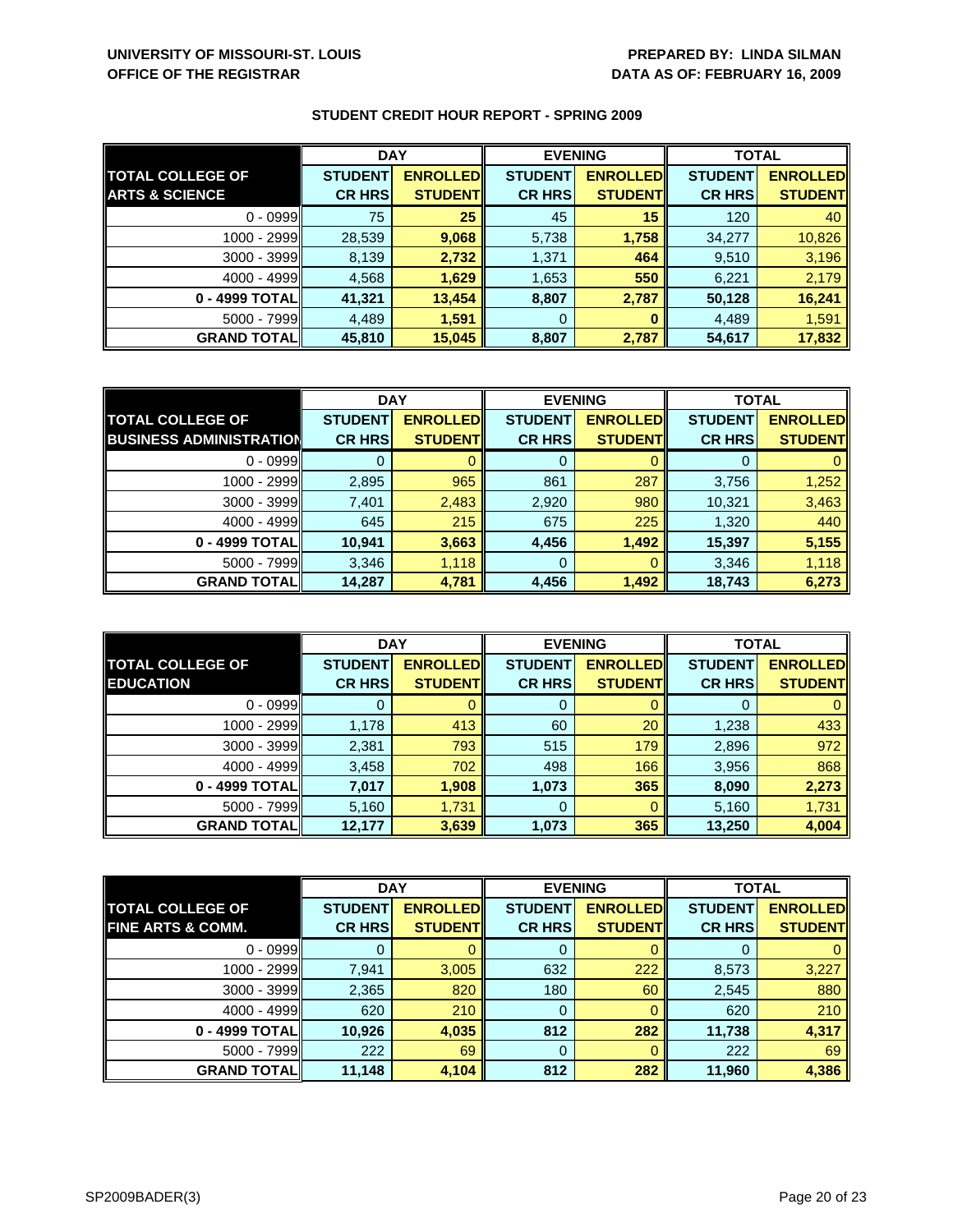**UNIVERSITY OF MISSOURI-ST. LOUIS**
**OFFICE OF THE REGISTRAR**

**PREPARED BY: LINDA SILMAN**
**DATA AS OF: FEBRUARY 16, 2009**

## STUDENT CREDIT HOUR REPORT - SPRING 2009

| | DAY | | EVENING | | TOTAL | |
|---|---|---|---|---|---|---|
| **TOTAL COLLEGE OF ARTS & SCIENCE** | **STUDENT CR HRS** | **ENROLLED STUDENT** | **STUDENT CR HRS** | **ENROLLED STUDENT** | **STUDENT CR HRS** | **ENROLLED STUDENT** |
| 0 - 0999 | 75 | **25** | 45 | **15** | 120 | 40 |
| 1000 - 2999 | 28,539 | **9,068** | 5,738 | **1,758** | 34,277 | 10,826 |
| 3000 - 3999 | 8,139 | **2,732** | 1,371 | **464** | 9,510 | 3,196 |
| 4000 - 4999 | 4,568 | **1,629** | 1,653 | **550** | 6,221 | 2,179 |
| **0 - 4999 TOTAL** | **41,321** | **13,454** | **8,807** | **2,787** | **50,128** | **16,241** |
| 5000 - 7999 | 4,489 | **1,591** | 0 | **0** | 4,489 | 1,591 |
| **GRAND TOTAL** | **45,810** | **15,045** | **8,807** | **2,787** | **54,617** | **17,832** |

| | DAY | | EVENING | | TOTAL | |
|---|---|---|---|---|---|---|
| **TOTAL COLLEGE OF BUSINESS ADMINISTRATION** | **STUDENT CR HRS** | **ENROLLED STUDENT** | **STUDENT CR HRS** | **ENROLLED STUDENT** | **STUDENT CR HRS** | **ENROLLED STUDENT** |
| 0 - 0999 | 0 | 0 | 0 | 0 | 0 | 0 |
| 1000 - 2999 | 2,895 | 965 | 861 | 287 | 3,756 | 1,252 |
| 3000 - 3999 | 7,401 | 2,483 | 2,920 | 980 | 10,321 | 3,463 |
| 4000 - 4999 | 645 | 215 | 675 | 225 | 1,320 | 440 |
| **0 - 4999 TOTAL** | **10,941** | **3,663** | **4,456** | **1,492** | **15,397** | **5,155** |
| 5000 - 7999 | 3,346 | 1,118 | 0 | 0 | 3,346 | 1,118 |
| **GRAND TOTAL** | **14,287** | **4,781** | **4,456** | **1,492** | **18,743** | **6,273** |

| | DAY | | EVENING | | TOTAL | |
|---|---|---|---|---|---|---|
| **TOTAL COLLEGE OF EDUCATION** | **STUDENT CR HRS** | **ENROLLED STUDENT** | **STUDENT CR HRS** | **ENROLLED STUDENT** | **STUDENT CR HRS** | **ENROLLED STUDENT** |
| 0 - 0999 | 0 | 0 | 0 | 0 | 0 | 0 |
| 1000 - 2999 | 1,178 | 413 | 60 | 20 | 1,238 | 433 |
| 3000 - 3999 | 2,381 | 793 | 515 | 179 | 2,896 | 972 |
| 4000 - 4999 | 3,458 | 702 | 498 | 166 | 3,956 | 868 |
| **0 - 4999 TOTAL** | **7,017** | **1,908** | **1,073** | **365** | **8,090** | **2,273** |
| 5000 - 7999 | 5,160 | 1,731 | 0 | 0 | 5,160 | 1,731 |
| **GRAND TOTAL** | **12,177** | **3,639** | **1,073** | **365** | **13,250** | **4,004** |

| | DAY | | EVENING | | TOTAL | |
|---|---|---|---|---|---|---|
| **TOTAL COLLEGE OF FINE ARTS & COMM.** | **STUDENT CR HRS** | **ENROLLED STUDENT** | **STUDENT CR HRS** | **ENROLLED STUDENT** | **STUDENT CR HRS** | **ENROLLED STUDENT** |
| 0 - 0999 | 0 | 0 | 0 | 0 | 0 | 0 |
| 1000 - 2999 | 7,941 | 3,005 | 632 | 222 | 8,573 | 3,227 |
| 3000 - 3999 | 2,365 | 820 | 180 | 60 | 2,545 | 880 |
| 4000 - 4999 | 620 | 210 | 0 | 0 | 620 | 210 |
| **0 - 4999 TOTAL** | **10,926** | **4,035** | **812** | **282** | **11,738** | **4,317** |
| 5000 - 7999 | 222 | 69 | 0 | 0 | 222 | 69 |
| **GRAND TOTAL** | **11,148** | **4,104** | **812** | **282** | **11,960** | **4,386** |

SP2009BADER(3)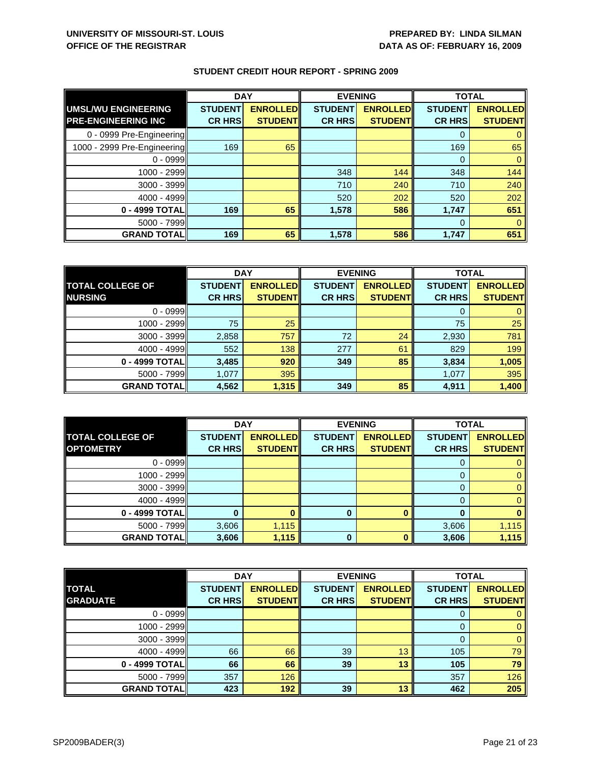**UNIVERSITY OF MISSOURI-ST. LOUIS**
**OFFICE OF THE REGISTRAR**

**PREPARED BY: LINDA SILMAN**
**DATA AS OF: FEBRUARY 16, 2009**

## STUDENT CREDIT HOUR REPORT - SPRING 2009

| | DAY | | EVENING | | TOTAL | |
|---|---|---|---|---|---|---|
| **UMSL/WU ENGINEERING PRE-ENGINEERING INC** | **STUDENT CR HRS** | **ENROLLED STUDENT** | **STUDENT CR HRS** | **ENROLLED STUDENT** | **STUDENT CR HRS** | **ENROLLED STUDENT** |
| 0 - 0999 Pre-Engineering | | | | | 0 | 0 |
| 1000 - 2999 Pre-Engineering | 169 | 65 | | | 169 | 65 |
| 0 - 0999 | | | | | 0 | 0 |
| 1000 - 2999 | | | 348 | 144 | 348 | 144 |
| 3000 - 3999 | | | 710 | 240 | 710 | 240 |
| 4000 - 4999 | | | 520 | 202 | 520 | 202 |
| **0 - 4999 TOTAL** | **169** | **65** | **1,578** | **586** | **1,747** | **651** |
| 5000 - 7999 | | | | | 0 | 0 |
| **GRAND TOTAL** | **169** | **65** | **1,578** | **586** | **1,747** | **651** |

| | DAY | | EVENING | | TOTAL | |
|---|---|---|---|---|---|---|
| **TOTAL COLLEGE OF NURSING** | **STUDENT CR HRS** | **ENROLLED STUDENT** | **STUDENT CR HRS** | **ENROLLED STUDENT** | **STUDENT CR HRS** | **ENROLLED STUDENT** |
| 0 - 0999 | | | | | 0 | 0 |
| 1000 - 2999 | 75 | 25 | | | 75 | 25 |
| 3000 - 3999 | 2,858 | 757 | 72 | 24 | 2,930 | 781 |
| 4000 - 4999 | 552 | 138 | 277 | 61 | 829 | 199 |
| **0 - 4999 TOTAL** | **3,485** | **920** | **349** | **85** | **3,834** | **1,005** |
| 5000 - 7999 | 1,077 | 395 | | | 1,077 | 395 |
| **GRAND TOTAL** | **4,562** | **1,315** | **349** | **85** | **4,911** | **1,400** |

| | DAY | | EVENING | | TOTAL | |
|---|---|---|---|---|---|---|
| **TOTAL COLLEGE OF OPTOMETRY** | **STUDENT CR HRS** | **ENROLLED STUDENT** | **STUDENT CR HRS** | **ENROLLED STUDENT** | **STUDENT CR HRS** | **ENROLLED STUDENT** |
| 0 - 0999 | | | | | 0 | 0 |
| 1000 - 2999 | | | | | 0 | 0 |
| 3000 - 3999 | | | | | 0 | 0 |
| 4000 - 4999 | | | | | 0 | 0 |
| **0 - 4999 TOTAL** | **0** | **0** | **0** | **0** | **0** | **0** |
| 5000 - 7999 | 3,606 | 1,115 | | | 3,606 | 1,115 |
| **GRAND TOTAL** | **3,606** | **1,115** | **0** | **0** | **3,606** | **1,115** |

| | DAY | | EVENING | | TOTAL | |
|---|---|---|---|---|---|---|
| **TOTAL GRADUATE** | **STUDENT CR HRS** | **ENROLLED STUDENT** | **STUDENT CR HRS** | **ENROLLED STUDENT** | **STUDENT CR HRS** | **ENROLLED STUDENT** |
| 0 - 0999 | | | | | 0 | 0 |
| 1000 - 2999 | | | | | 0 | 0 |
| 3000 - 3999 | | | | | 0 | 0 |
| 4000 - 4999 | 66 | 66 | 39 | 13 | 105 | 79 |
| **0 - 4999 TOTAL** | **66** | **66** | **39** | **13** | **105** | **79** |
| 5000 - 7999 | 357 | 126 | | | 357 | 126 |
| **GRAND TOTAL** | **423** | **192** | **39** | **13** | **462** | **205** |

SP2009BADER(3)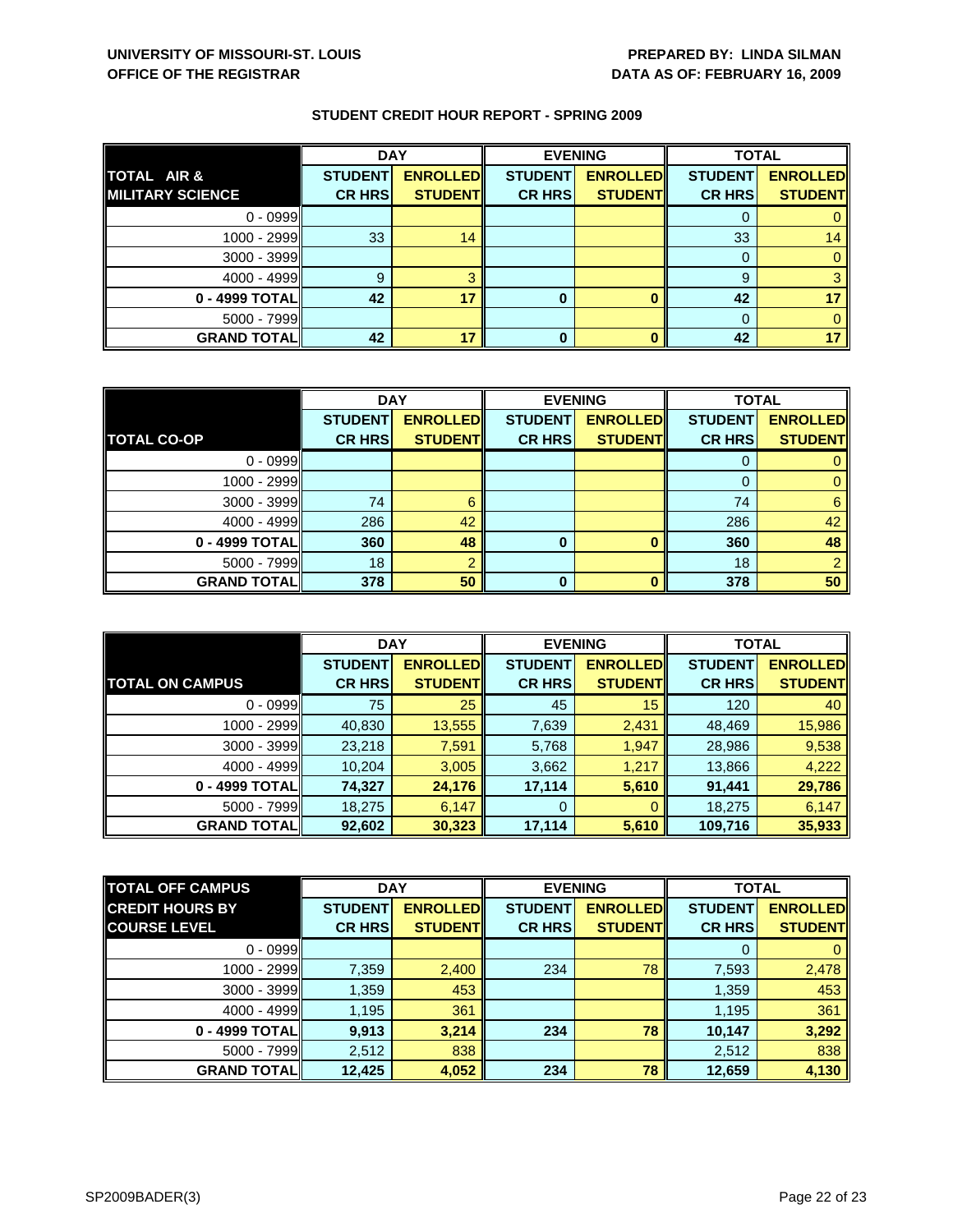**UNIVERSITY OF MISSOURI-ST. LOUIS**
**OFFICE OF THE REGISTRAR**

**PREPARED BY: LINDA SILMAN**
**DATA AS OF: FEBRUARY 16, 2009**

## STUDENT CREDIT HOUR REPORT - SPRING 2009

| TOTAL AIR & MILITARY SCIENCE | DAY | | EVENING | | TOTAL | |
|---|---|---|---|---|---|---|
| | STUDENT CR HRS | ENROLLED STUDENT | STUDENT CR HRS | ENROLLED STUDENT | STUDENT CR HRS | ENROLLED STUDENT |
| 0 - 0999 | | | | | 0 | 0 |
| 1000 - 2999 | 33 | 14 | | | 33 | 14 |
| 3000 - 3999 | | | | | 0 | 0 |
| 4000 - 4999 | 9 | 3 | | | 9 | 3 |
| **0 - 4999 TOTAL** | **42** | **17** | **0** | **0** | **42** | **17** |
| 5000 - 7999 | | | | | 0 | 0 |
| **GRAND TOTAL** | **42** | **17** | **0** | **0** | **42** | **17** |

| TOTAL CO-OP | DAY | | EVENING | | TOTAL | |
|---|---|---|---|---|---|---|
| | STUDENT CR HRS | ENROLLED STUDENT | STUDENT CR HRS | ENROLLED STUDENT | STUDENT CR HRS | ENROLLED STUDENT |
| 0 - 0999 | | | | | 0 | 0 |
| 1000 - 2999 | | | | | 0 | 0 |
| 3000 - 3999 | 74 | 6 | | | 74 | 6 |
| 4000 - 4999 | 286 | 42 | | | 286 | 42 |
| **0 - 4999 TOTAL** | **360** | **48** | **0** | **0** | **360** | **48** |
| 5000 - 7999 | 18 | 2 | | | 18 | 2 |
| **GRAND TOTAL** | **378** | **50** | **0** | **0** | **378** | **50** |

| TOTAL ON CAMPUS | DAY | | EVENING | | TOTAL | |
|---|---|---|---|---|---|---|
| | STUDENT CR HRS | ENROLLED STUDENT | STUDENT CR HRS | ENROLLED STUDENT | STUDENT CR HRS | ENROLLED STUDENT |
| 0 - 0999 | 75 | 25 | 45 | 15 | 120 | 40 |
| 1000 - 2999 | 40,830 | 13,555 | 7,639 | 2,431 | 48,469 | 15,986 |
| 3000 - 3999 | 23,218 | 7,591 | 5,768 | 1,947 | 28,986 | 9,538 |
| 4000 - 4999 | 10,204 | 3,005 | 3,662 | 1,217 | 13,866 | 4,222 |
| **0 - 4999 TOTAL** | **74,327** | **24,176** | **17,114** | **5,610** | **91,441** | **29,786** |
| 5000 - 7999 | 18,275 | 6,147 | 0 | 0 | 18,275 | 6,147 |
| **GRAND TOTAL** | **92,602** | **30,323** | **17,114** | **5,610** | **109,716** | **35,933** |

| TOTAL OFF CAMPUS CREDIT HOURS BY COURSE LEVEL | DAY | | EVENING | | TOTAL | |
|---|---|---|---|---|---|---|
| | STUDENT CR HRS | ENROLLED STUDENT | STUDENT CR HRS | ENROLLED STUDENT | STUDENT CR HRS | ENROLLED STUDENT |
| 0 - 0999 | | | | | 0 | 0 |
| 1000 - 2999 | 7,359 | 2,400 | 234 | 78 | 7,593 | 2,478 |
| 3000 - 3999 | 1,359 | 453 | | | 1,359 | 453 |
| 4000 - 4999 | 1,195 | 361 | | | 1,195 | 361 |
| **0 - 4999 TOTAL** | **9,913** | **3,214** | **234** | **78** | **10,147** | **3,292** |
| 5000 - 7999 | 2,512 | 838 | | | 2,512 | 838 |
| **GRAND TOTAL** | **12,425** | **4,052** | **234** | **78** | **12,659** | **4,130** |

SP2009BADER(3)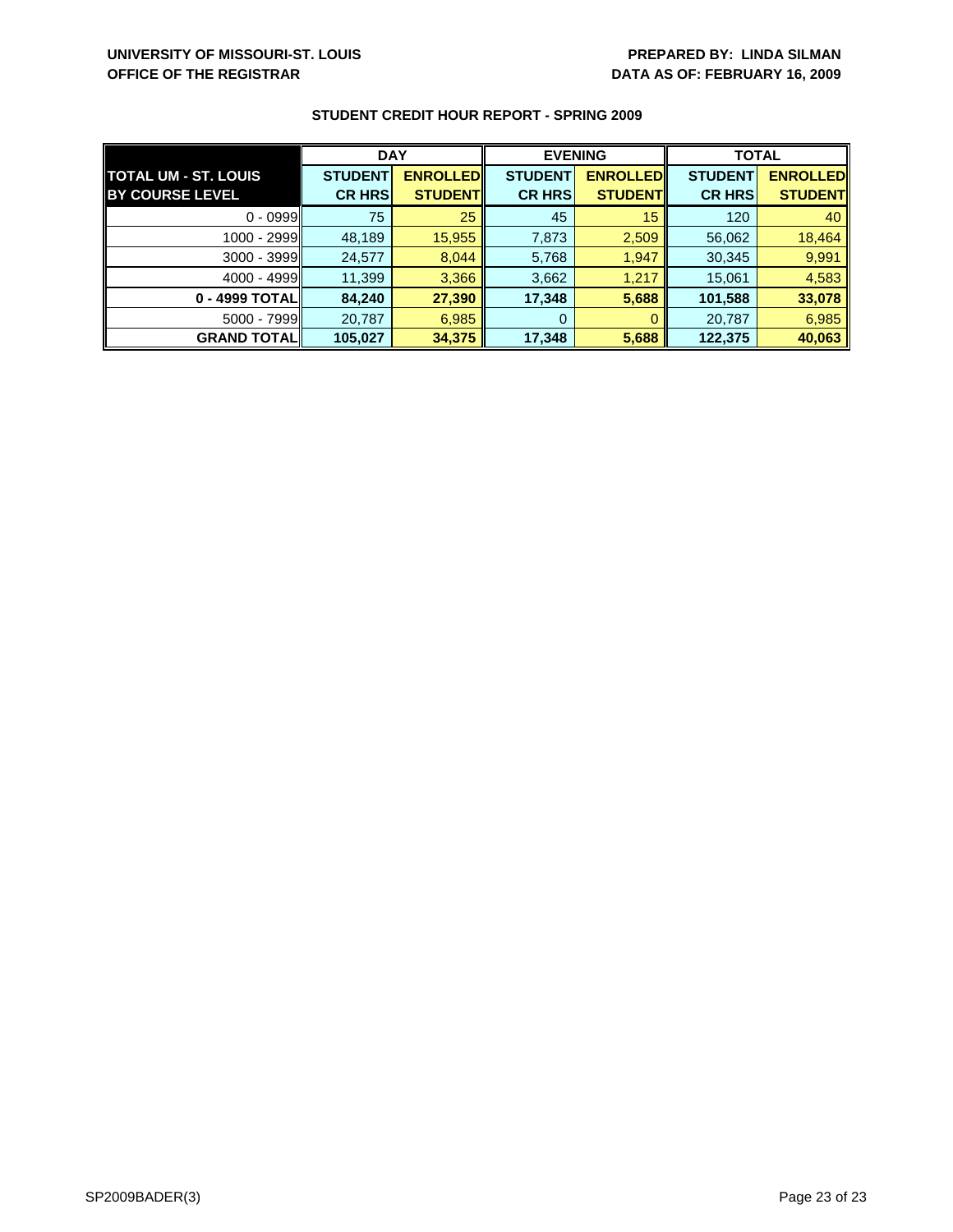**UNIVERSITY OF MISSOURI-ST. LOUIS**
**OFFICE OF THE REGISTRAR**

**PREPARED BY: LINDA SILMAN**
**DATA AS OF: FEBRUARY 16, 2009**

## STUDENT CREDIT HOUR REPORT - SPRING 2009

| TOTAL UM - ST. LOUIS BY COURSE LEVEL | DAY | | EVENING | | TOTAL | |
|---|---|---|---|---|---|---|
| | STUDENT CR HRS | ENROLLED STUDENT | STUDENT CR HRS | ENROLLED STUDENT | STUDENT CR HRS | ENROLLED STUDENT |
| 0 - 0999 | 75 | 25 | 45 | 15 | 120 | 40 |
| 1000 - 2999 | 48,189 | 15,955 | 7,873 | 2,509 | 56,062 | 18,464 |
| 3000 - 3999 | 24,577 | 8,044 | 5,768 | 1,947 | 30,345 | 9,991 |
| 4000 - 4999 | 11,399 | 3,366 | 3,662 | 1,217 | 15,061 | 4,583 |
| **0 - 4999 TOTAL** | **84,240** | **27,390** | **17,348** | **5,688** | **101,588** | **33,078** |
| 5000 - 7999 | 20,787 | 6,985 | 0 | 0 | 20,787 | 6,985 |
| **GRAND TOTAL** | **105,027** | **34,375** | **17,348** | **5,688** | **122,375** | **40,063** |

SP2009BADER(3)